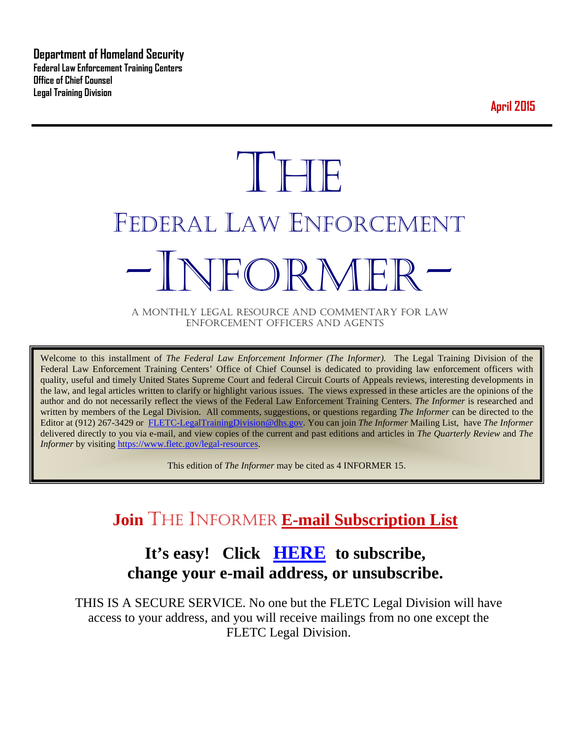**Department of Homeland Security**
**Federal Law Enforcement Training Centers**
**Office of Chief Counsel**
**Legal Training Division**

**April 2015**

# THE FEDERAL LAW ENFORCEMENT -INFORMER-

A MONTHLY LEGAL RESOURCE AND COMMENTARY FOR LAW ENFORCEMENT OFFICERS AND AGENTS

Welcome to this installment of *The Federal Law Enforcement Informer (The Informer).* The Legal Training Division of the Federal Law Enforcement Training Centers' Office of Chief Counsel is dedicated to providing law enforcement officers with quality, useful and timely United States Supreme Court and federal Circuit Courts of Appeals reviews, interesting developments in the law, and legal articles written to clarify or highlight various issues. The views expressed in these articles are the opinions of the author and do not necessarily reflect the views of the Federal Law Enforcement Training Centers. *The Informer* is researched and written by members of the Legal Division. All comments, suggestions, or questions regarding *The Informer* can be directed to the Editor at (912) 267-3429 or FLETC-LegalTrainingDivision@dhs.gov. You can join *The Informer* Mailing List, have *The Informer* delivered directly to you via e-mail, and view copies of the current and past editions and articles in *The Quarterly Review* and *The Informer* by visiting https://www.fletc.gov/legal-resources.

This edition of *The Informer* may be cited as 4 INFORMER 15.

## Join THE INFORMER E-mail Subscription List

## It's easy! Click HERE to subscribe, change your e-mail address, or unsubscribe.

THIS IS A SECURE SERVICE. No one but the FLETC Legal Division will have access to your address, and you will receive mailings from no one except the FLETC Legal Division.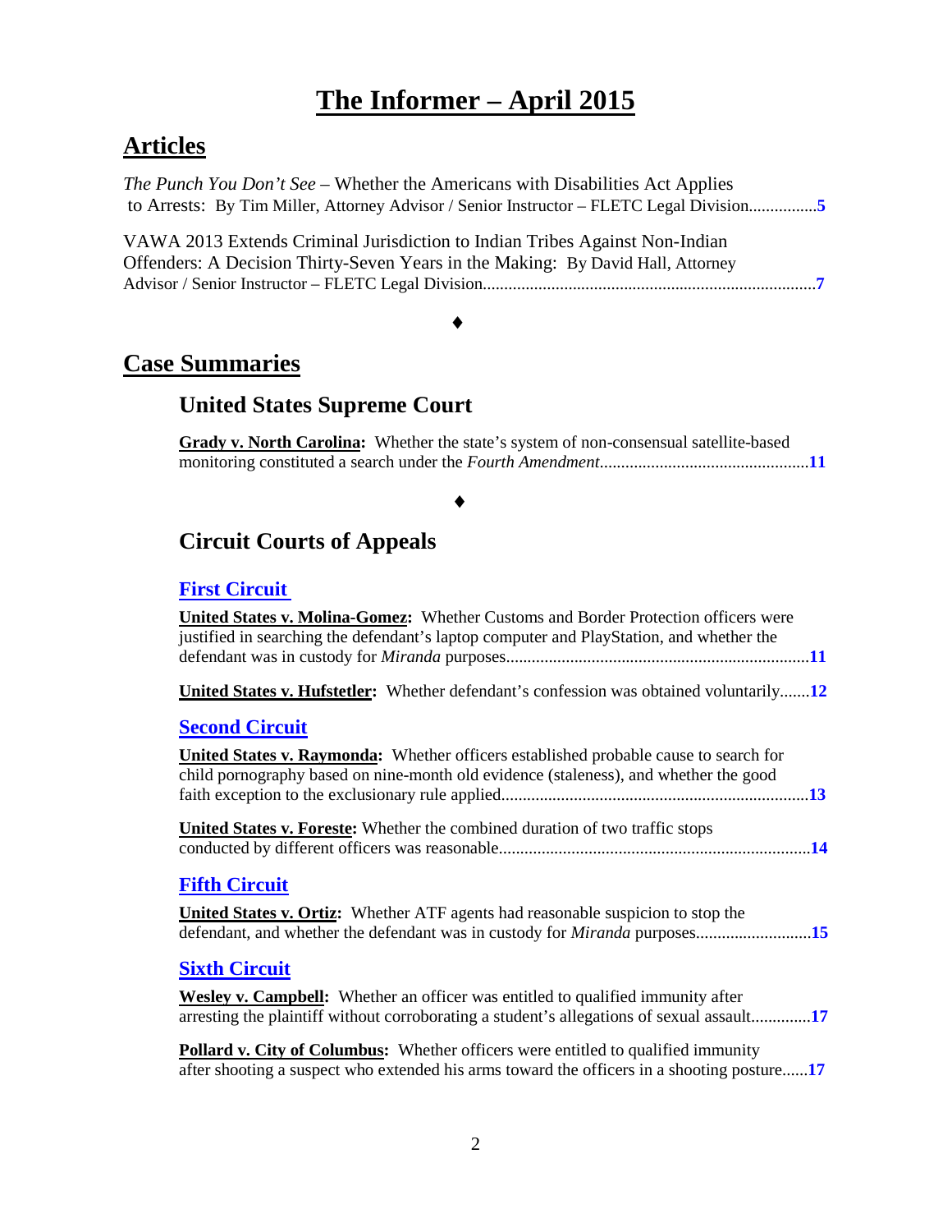# The Informer – April 2015

## Articles

*The Punch You Don't See* – Whether the Americans with Disabilities Act Applies to Arrests: By Tim Miller, Attorney Advisor / Senior Instructor – FLETC Legal Division................**5**

VAWA 2013 Extends Criminal Jurisdiction to Indian Tribes Against Non-Indian Offenders: A Decision Thirty-Seven Years in the Making: By David Hall, Attorney Advisor / Senior Instructor – FLETC Legal Division.............................................................................**7**

♦

## Case Summaries

### United States Supreme Court

**Grady v. North Carolina:** Whether the state's system of non-consensual satellite-based monitoring constituted a search under the *Fourth Amendment*................................................**11**

♦

### Circuit Courts of Appeals

#### First Circuit

**United States v. Molina-Gomez:** Whether Customs and Border Protection officers were justified in searching the defendant's laptop computer and PlayStation, and whether the defendant was in custody for *Miranda* purposes......................................................................**11**

**United States v. Hufstetler:** Whether defendant's confession was obtained voluntarily.......**12**

#### Second Circuit

**United States v. Raymonda:** Whether officers established probable cause to search for child pornography based on nine-month old evidence (staleness), and whether the good faith exception to the exclusionary rule applied.......................................................................**13**

**United States v. Foreste:** Whether the combined duration of two traffic stops conducted by different officers was reasonable........................................................................**14**

#### Fifth Circuit

**United States v. Ortiz:** Whether ATF agents had reasonable suspicion to stop the defendant, and whether the defendant was in custody for *Miranda* purposes..........................**15**

#### Sixth Circuit

**Wesley v. Campbell:** Whether an officer was entitled to qualified immunity after arresting the plaintiff without corroborating a student's allegations of sexual assault.............**17**

**Pollard v. City of Columbus:** Whether officers were entitled to qualified immunity after shooting a suspect who extended his arms toward the officers in a shooting posture......**17**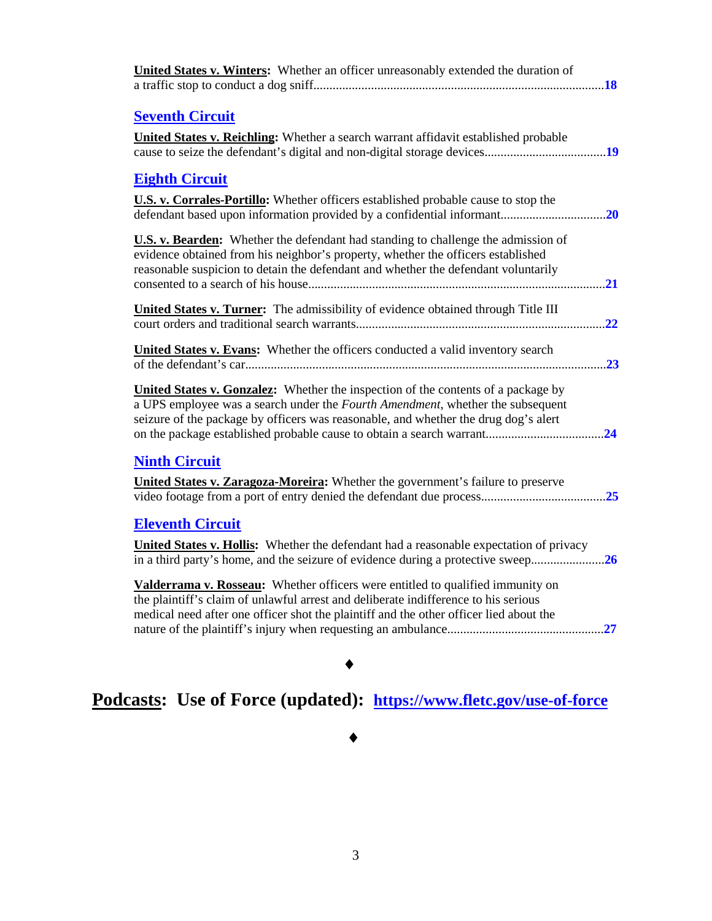**United States v. Winters:** Whether an officer unreasonably extended the duration of a traffic stop to conduct a dog sniff..........................................................................................**18**

## Seventh Circuit

**United States v. Reichling:** Whether a search warrant affidavit established probable cause to seize the defendant's digital and non-digital storage devices......................................**19**

## Eighth Circuit

**U.S. v. Corrales-Portillo:** Whether officers established probable cause to stop the defendant based upon information provided by a confidential informant.................................**20**

**U.S. v. Bearden:** Whether the defendant had standing to challenge the admission of evidence obtained from his neighbor's property, whether the officers established reasonable suspicion to detain the defendant and whether the defendant voluntarily consented to a search of his house.............................................................................................**21**

**United States v. Turner:** The admissibility of evidence obtained through Title III court orders and traditional search warrants..............................................................................**22**

**United States v. Evans:** Whether the officers conducted a valid inventory search of the defendant's car.................................................................................................................**23**

**United States v. Gonzalez:** Whether the inspection of the contents of a package by a UPS employee was a search under the *Fourth Amendment*, whether the subsequent seizure of the package by officers was reasonable, and whether the drug dog's alert on the package established probable cause to obtain a search warrant.....................................**24**

## Ninth Circuit

**United States v. Zaragoza-Moreira:** Whether the government's failure to preserve video footage from a port of entry denied the defendant due process.......................................**25**

## Eleventh Circuit

**United States v. Hollis:** Whether the defendant had a reasonable expectation of privacy in a third party's home, and the seizure of evidence during a protective sweep.......................**26**

**Valderrama v. Rosseau:** Whether officers were entitled to qualified immunity on the plaintiff's claim of unlawful arrest and deliberate indifference to his serious medical need after one officer shot the plaintiff and the other officer lied about the nature of the plaintiff's injury when requesting an ambulance.................................................**27**

♦

## Podcasts: Use of Force (updated): https://www.fletc.gov/use-of-force

♦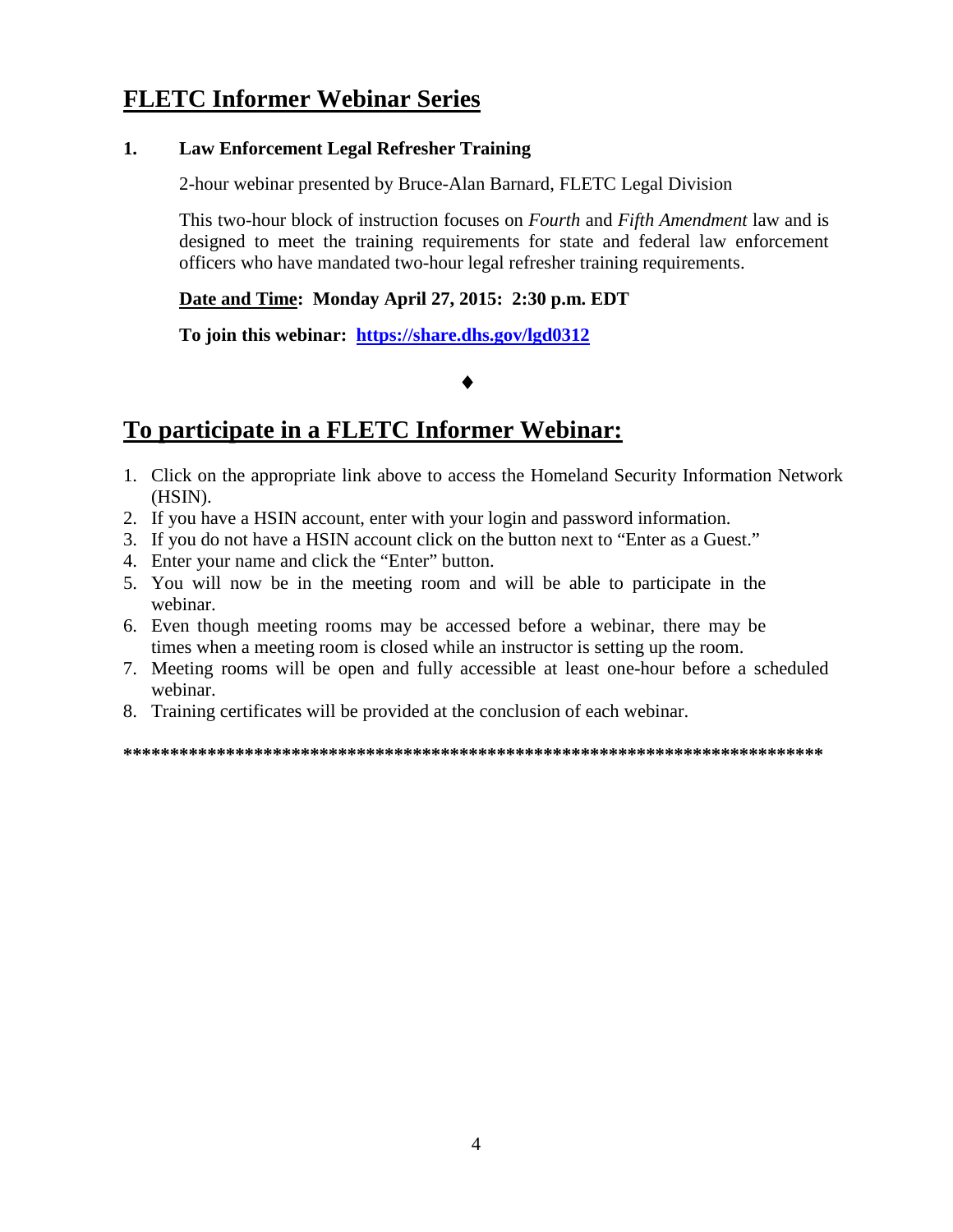## FLETC Informer Webinar Series

**1. Law Enforcement Legal Refresher Training**

2-hour webinar presented by Bruce-Alan Barnard, FLETC Legal Division

This two-hour block of instruction focuses on *Fourth* and *Fifth Amendment* law and is designed to meet the training requirements for state and federal law enforcement officers who have mandated two-hour legal refresher training requirements.

**Date and Time: Monday April 27, 2015: 2:30 p.m. EDT**

**To join this webinar: https://share.dhs.gov/lgd0312**

♦

## To participate in a FLETC Informer Webinar:

1. Click on the appropriate link above to access the Homeland Security Information Network (HSIN).
2. If you have a HSIN account, enter with your login and password information.
3. If you do not have a HSIN account click on the button next to "Enter as a Guest."
4. Enter your name and click the "Enter" button.
5. You will now be in the meeting room and will be able to participate in the webinar.
6. Even though meeting rooms may be accessed before a webinar, there may be times when a meeting room is closed while an instructor is setting up the room.
7. Meeting rooms will be open and fully accessible at least one-hour before a scheduled webinar.
8. Training certificates will be provided at the conclusion of each webinar.

**\*\*\*\*\*\*\*\*\*\*\*\*\*\*\*\*\*\*\*\*\*\*\*\*\*\*\*\*\*\*\*\*\*\*\*\*\*\*\*\*\*\*\*\*\*\*\*\*\*\*\*\*\*\*\*\*\*\*\*\*\*\*\*\*\*\*\*\*\*\*\*\*\*\*\***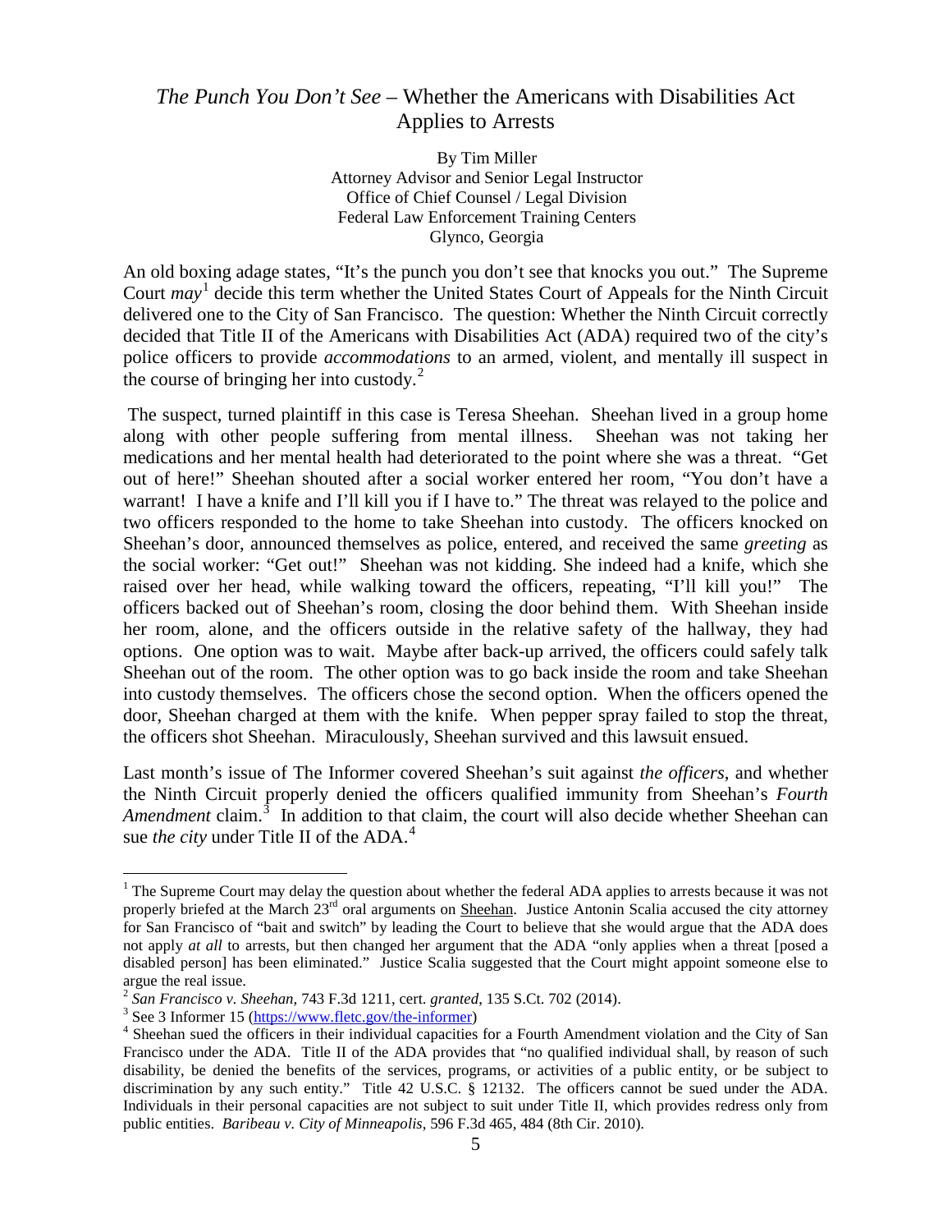# *The Punch You Don't See* – Whether the Americans with Disabilities Act Applies to Arrests

By Tim Miller
Attorney Advisor and Senior Legal Instructor
Office of Chief Counsel / Legal Division
Federal Law Enforcement Training Centers
Glynco, Georgia

An old boxing adage states, "It's the punch you don't see that knocks you out." The Supreme Court *may*[1] decide this term whether the United States Court of Appeals for the Ninth Circuit delivered one to the City of San Francisco. The question: Whether the Ninth Circuit correctly decided that Title II of the Americans with Disabilities Act (ADA) required two of the city's police officers to provide *accommodations* to an armed, violent, and mentally ill suspect in the course of bringing her into custody.[2]

The suspect, turned plaintiff in this case is Teresa Sheehan. Sheehan lived in a group home along with other people suffering from mental illness. Sheehan was not taking her medications and her mental health had deteriorated to the point where she was a threat. "Get out of here!" Sheehan shouted after a social worker entered her room, "You don't have a warrant! I have a knife and I'll kill you if I have to." The threat was relayed to the police and two officers responded to the home to take Sheehan into custody. The officers knocked on Sheehan's door, announced themselves as police, entered, and received the same *greeting* as the social worker: "Get out!" Sheehan was not kidding. She indeed had a knife, which she raised over her head, while walking toward the officers, repeating, "I'll kill you!" The officers backed out of Sheehan's room, closing the door behind them. With Sheehan inside her room, alone, and the officers outside in the relative safety of the hallway, they had options. One option was to wait. Maybe after back-up arrived, the officers could safely talk Sheehan out of the room. The other option was to go back inside the room and take Sheehan into custody themselves. The officers chose the second option. When the officers opened the door, Sheehan charged at them with the knife. When pepper spray failed to stop the threat, the officers shot Sheehan. Miraculously, Sheehan survived and this lawsuit ensued.

Last month's issue of The Informer covered Sheehan's suit against *the officers*, and whether the Ninth Circuit properly denied the officers qualified immunity from Sheehan's *Fourth Amendment* claim.[3] In addition to that claim, the court will also decide whether Sheehan can sue *the city* under Title II of the ADA.[4]

---

[1] The Supreme Court may delay the question about whether the federal ADA applies to arrests because it was not properly briefed at the March 23rd oral arguments on Sheehan. Justice Antonin Scalia accused the city attorney for San Francisco of "bait and switch" by leading the Court to believe that she would argue that the ADA does not apply *at all* to arrests, but then changed her argument that the ADA "only applies when a threat [posed a disabled person] has been eliminated." Justice Scalia suggested that the Court might appoint someone else to argue the real issue.

[2] *San Francisco v. Sheehan*, 743 F.3d 1211, cert. *granted*, 135 S.Ct. 702 (2014).

[3] See 3 Informer 15 (https://www.fletc.gov/the-informer)

[4] Sheehan sued the officers in their individual capacities for a Fourth Amendment violation and the City of San Francisco under the ADA. Title II of the ADA provides that "no qualified individual shall, by reason of such disability, be denied the benefits of the services, programs, or activities of a public entity, or be subject to discrimination by any such entity." Title 42 U.S.C. § 12132. The officers cannot be sued under the ADA. Individuals in their personal capacities are not subject to suit under Title II, which provides redress only from public entities. *Baribeau v. City of Minneapolis*, 596 F.3d 465, 484 (8th Cir. 2010).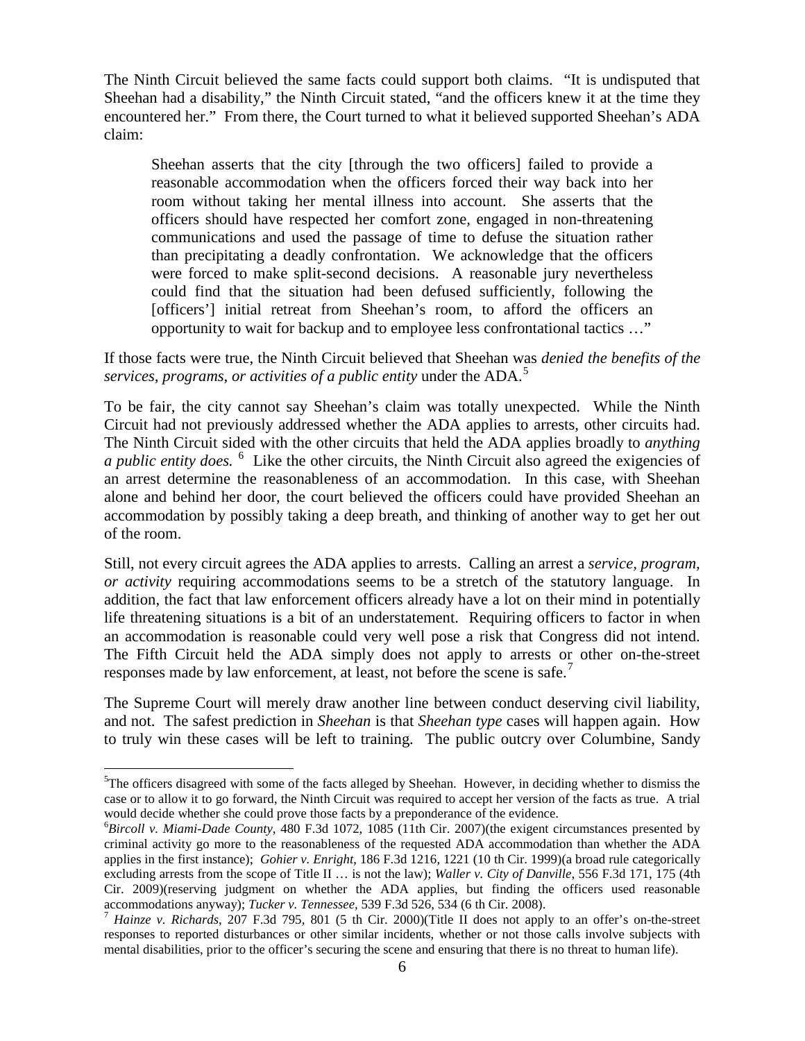The Ninth Circuit believed the same facts could support both claims. "It is undisputed that Sheehan had a disability," the Ninth Circuit stated, "and the officers knew it at the time they encountered her." From there, the Court turned to what it believed supported Sheehan's ADA claim:

> Sheehan asserts that the city [through the two officers] failed to provide a reasonable accommodation when the officers forced their way back into her room without taking her mental illness into account. She asserts that the officers should have respected her comfort zone, engaged in non-threatening communications and used the passage of time to defuse the situation rather than precipitating a deadly confrontation. We acknowledge that the officers were forced to make split-second decisions. A reasonable jury nevertheless could find that the situation had been defused sufficiently, following the [officers'] initial retreat from Sheehan's room, to afford the officers an opportunity to wait for backup and to employee less confrontational tactics …"

If those facts were true, the Ninth Circuit believed that Sheehan was *denied the benefits of the services, programs, or activities of a public entity* under the ADA.[5]

To be fair, the city cannot say Sheehan's claim was totally unexpected. While the Ninth Circuit had not previously addressed whether the ADA applies to arrests, other circuits had. The Ninth Circuit sided with the other circuits that held the ADA applies broadly to *anything a public entity does.*[6] Like the other circuits, the Ninth Circuit also agreed the exigencies of an arrest determine the reasonableness of an accommodation. In this case, with Sheehan alone and behind her door, the court believed the officers could have provided Sheehan an accommodation by possibly taking a deep breath, and thinking of another way to get her out of the room.

Still, not every circuit agrees the ADA applies to arrests. Calling an arrest a *service, program, or activity* requiring accommodations seems to be a stretch of the statutory language. In addition, the fact that law enforcement officers already have a lot on their mind in potentially life threatening situations is a bit of an understatement. Requiring officers to factor in when an accommodation is reasonable could very well pose a risk that Congress did not intend. The Fifth Circuit held the ADA simply does not apply to arrests or other on-the-street responses made by law enforcement, at least, not before the scene is safe.[7]

The Supreme Court will merely draw another line between conduct deserving civil liability, and not. The safest prediction in *Sheehan* is that *Sheehan type* cases will happen again. How to truly win these cases will be left to training. The public outcry over Columbine, Sandy

---

[5] The officers disagreed with some of the facts alleged by Sheehan. However, in deciding whether to dismiss the case or to allow it to go forward, the Ninth Circuit was required to accept her version of the facts as true. A trial would decide whether she could prove those facts by a preponderance of the evidence.

[6] *Bircoll v. Miami-Dade County*, 480 F.3d 1072, 1085 (11th Cir. 2007)(the exigent circumstances presented by criminal activity go more to the reasonableness of the requested ADA accommodation than whether the ADA applies in the first instance); *Gohier v. Enright*, 186 F.3d 1216, 1221 (10 th Cir. 1999)(a broad rule categorically excluding arrests from the scope of Title II … is not the law); *Waller v. City of Danville*, 556 F.3d 171, 175 (4th Cir. 2009)(reserving judgment on whether the ADA applies, but finding the officers used reasonable accommodations anyway); *Tucker v. Tennessee*, 539 F.3d 526, 534 (6 th Cir. 2008).

[7] *Hainze v. Richards*, 207 F.3d 795, 801 (5 th Cir. 2000)(Title II does not apply to an offer's on-the-street responses to reported disturbances or other similar incidents, whether or not those calls involve subjects with mental disabilities, prior to the officer's securing the scene and ensuring that there is no threat to human life).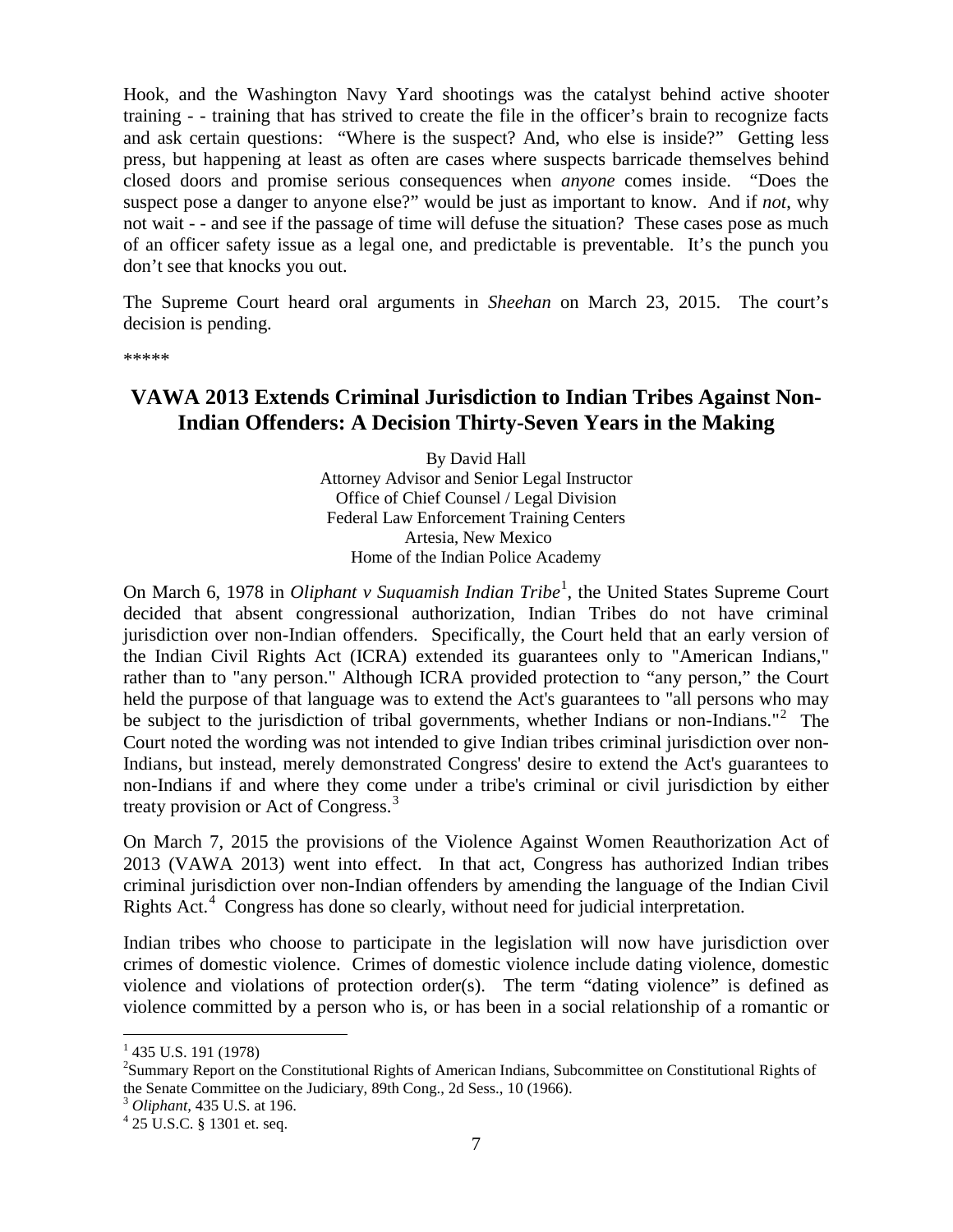Hook, and the Washington Navy Yard shootings was the catalyst behind active shooter training - - training that has strived to create the file in the officer's brain to recognize facts and ask certain questions: "Where is the suspect? And, who else is inside?" Getting less press, but happening at least as often are cases where suspects barricade themselves behind closed doors and promise serious consequences when *anyone* comes inside. "Does the suspect pose a danger to anyone else?" would be just as important to know. And if *not*, why not wait - - and see if the passage of time will defuse the situation? These cases pose as much of an officer safety issue as a legal one, and predictable is preventable. It's the punch you don't see that knocks you out.

The Supreme Court heard oral arguments in *Sheehan* on March 23, 2015. The court's decision is pending.

*****

## VAWA 2013 Extends Criminal Jurisdiction to Indian Tribes Against Non-Indian Offenders: A Decision Thirty-Seven Years in the Making

By David Hall
Attorney Advisor and Senior Legal Instructor
Office of Chief Counsel / Legal Division
Federal Law Enforcement Training Centers
Artesia, New Mexico
Home of the Indian Police Academy

On March 6, 1978 in *Oliphant v Suquamish Indian Tribe*[1], the United States Supreme Court decided that absent congressional authorization, Indian Tribes do not have criminal jurisdiction over non-Indian offenders. Specifically, the Court held that an early version of the Indian Civil Rights Act (ICRA) extended its guarantees only to "American Indians," rather than to "any person." Although ICRA provided protection to "any person," the Court held the purpose of that language was to extend the Act's guarantees to "all persons who may be subject to the jurisdiction of tribal governments, whether Indians or non-Indians."[2] The Court noted the wording was not intended to give Indian tribes criminal jurisdiction over non-Indians, but instead, merely demonstrated Congress' desire to extend the Act's guarantees to non-Indians if and where they come under a tribe's criminal or civil jurisdiction by either treaty provision or Act of Congress.[3]

On March 7, 2015 the provisions of the Violence Against Women Reauthorization Act of 2013 (VAWA 2013) went into effect. In that act, Congress has authorized Indian tribes criminal jurisdiction over non-Indian offenders by amending the language of the Indian Civil Rights Act.[4] Congress has done so clearly, without need for judicial interpretation.

Indian tribes who choose to participate in the legislation will now have jurisdiction over crimes of domestic violence. Crimes of domestic violence include dating violence, domestic violence and violations of protection order(s). The term "dating violence" is defined as violence committed by a person who is, or has been in a social relationship of a romantic or

---

[1] 435 U.S. 191 (1978)

[2] Summary Report on the Constitutional Rights of American Indians, Subcommittee on Constitutional Rights of the Senate Committee on the Judiciary, 89th Cong., 2d Sess., 10 (1966).

[3] *Oliphant,* 435 U.S. at 196.

[4] 25 U.S.C. § 1301 et. seq.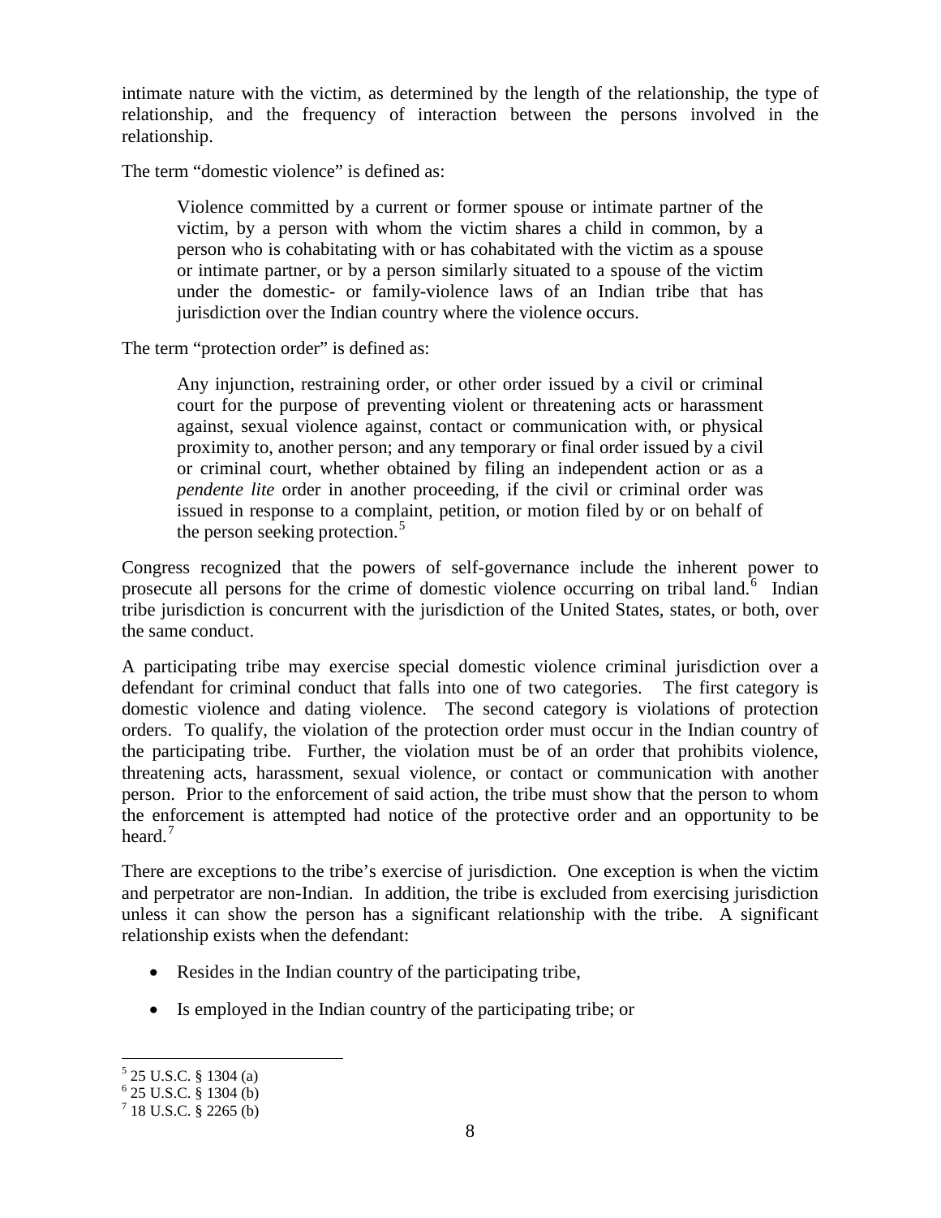intimate nature with the victim, as determined by the length of the relationship, the type of relationship, and the frequency of interaction between the persons involved in the relationship.

The term "domestic violence" is defined as:

> Violence committed by a current or former spouse or intimate partner of the victim, by a person with whom the victim shares a child in common, by a person who is cohabitating with or has cohabitated with the victim as a spouse or intimate partner, or by a person similarly situated to a spouse of the victim under the domestic- or family-violence laws of an Indian tribe that has jurisdiction over the Indian country where the violence occurs.

The term "protection order" is defined as:

> Any injunction, restraining order, or other order issued by a civil or criminal court for the purpose of preventing violent or threatening acts or harassment against, sexual violence against, contact or communication with, or physical proximity to, another person; and any temporary or final order issued by a civil or criminal court, whether obtained by filing an independent action or as a *pendente lite* order in another proceeding, if the civil or criminal order was issued in response to a complaint, petition, or motion filed by or on behalf of the person seeking protection.[5]

Congress recognized that the powers of self-governance include the inherent power to prosecute all persons for the crime of domestic violence occurring on tribal land.[6] Indian tribe jurisdiction is concurrent with the jurisdiction of the United States, states, or both, over the same conduct.

A participating tribe may exercise special domestic violence criminal jurisdiction over a defendant for criminal conduct that falls into one of two categories. The first category is domestic violence and dating violence. The second category is violations of protection orders. To qualify, the violation of the protection order must occur in the Indian country of the participating tribe. Further, the violation must be of an order that prohibits violence, threatening acts, harassment, sexual violence, or contact or communication with another person. Prior to the enforcement of said action, the tribe must show that the person to whom the enforcement is attempted had notice of the protective order and an opportunity to be heard.[7]

There are exceptions to the tribe's exercise of jurisdiction. One exception is when the victim and perpetrator are non-Indian. In addition, the tribe is excluded from exercising jurisdiction unless it can show the person has a significant relationship with the tribe. A significant relationship exists when the defendant:

- Resides in the Indian country of the participating tribe,
- Is employed in the Indian country of the participating tribe; or

[5] 25 U.S.C. § 1304 (a)
[6] 25 U.S.C. § 1304 (b)
[7] 18 U.S.C. § 2265 (b)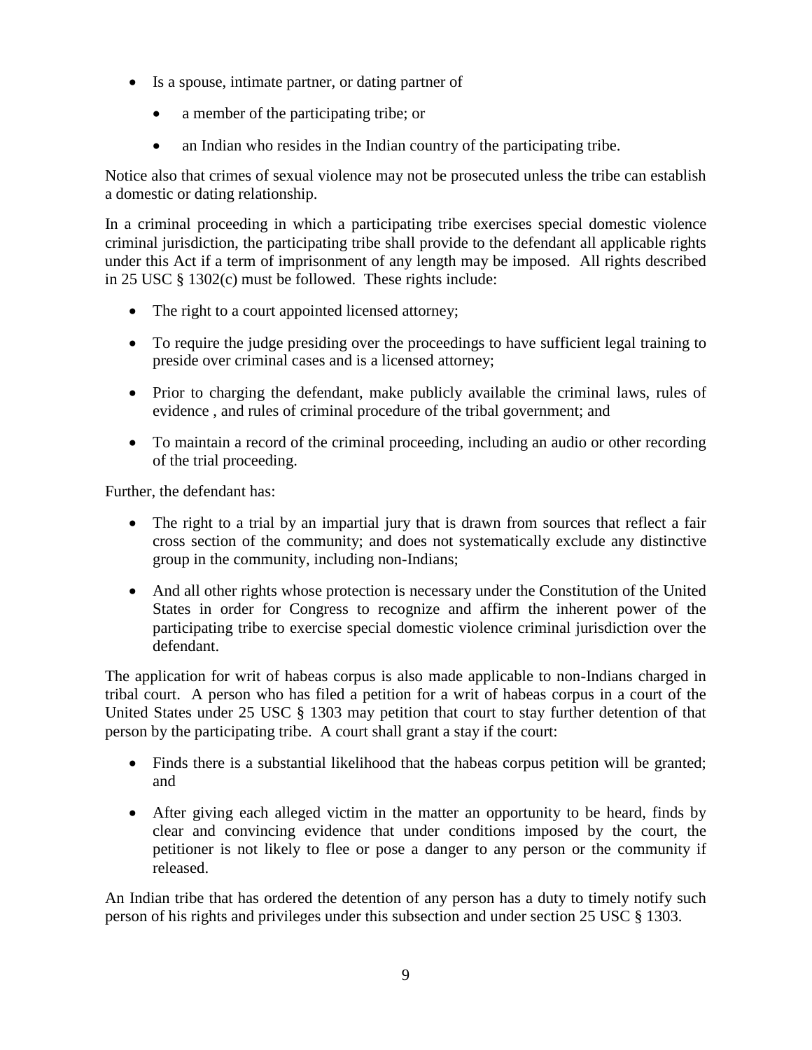- Is a spouse, intimate partner, or dating partner of
  - a member of the participating tribe; or
  - an Indian who resides in the Indian country of the participating tribe.

Notice also that crimes of sexual violence may not be prosecuted unless the tribe can establish a domestic or dating relationship.

In a criminal proceeding in which a participating tribe exercises special domestic violence criminal jurisdiction, the participating tribe shall provide to the defendant all applicable rights under this Act if a term of imprisonment of any length may be imposed. All rights described in 25 USC § 1302(c) must be followed. These rights include:

- The right to a court appointed licensed attorney;
- To require the judge presiding over the proceedings to have sufficient legal training to preside over criminal cases and is a licensed attorney;
- Prior to charging the defendant, make publicly available the criminal laws, rules of evidence , and rules of criminal procedure of the tribal government; and
- To maintain a record of the criminal proceeding, including an audio or other recording of the trial proceeding.

Further, the defendant has:

- The right to a trial by an impartial jury that is drawn from sources that reflect a fair cross section of the community; and does not systematically exclude any distinctive group in the community, including non-Indians;
- And all other rights whose protection is necessary under the Constitution of the United States in order for Congress to recognize and affirm the inherent power of the participating tribe to exercise special domestic violence criminal jurisdiction over the defendant.

The application for writ of habeas corpus is also made applicable to non-Indians charged in tribal court. A person who has filed a petition for a writ of habeas corpus in a court of the United States under 25 USC § 1303 may petition that court to stay further detention of that person by the participating tribe. A court shall grant a stay if the court:

- Finds there is a substantial likelihood that the habeas corpus petition will be granted; and
- After giving each alleged victim in the matter an opportunity to be heard, finds by clear and convincing evidence that under conditions imposed by the court, the petitioner is not likely to flee or pose a danger to any person or the community if released.

An Indian tribe that has ordered the detention of any person has a duty to timely notify such person of his rights and privileges under this subsection and under section 25 USC § 1303.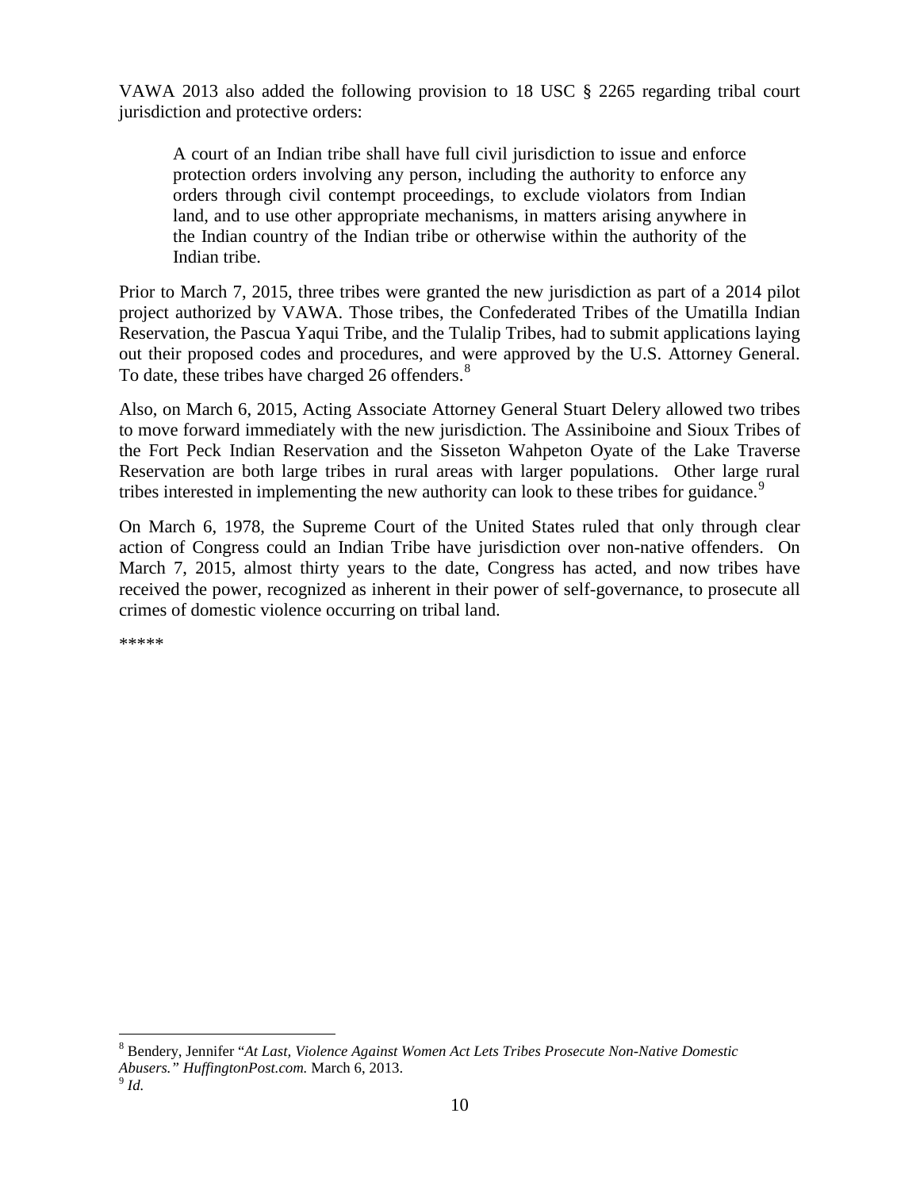VAWA 2013 also added the following provision to 18 USC § 2265 regarding tribal court jurisdiction and protective orders:

> A court of an Indian tribe shall have full civil jurisdiction to issue and enforce protection orders involving any person, including the authority to enforce any orders through civil contempt proceedings, to exclude violators from Indian land, and to use other appropriate mechanisms, in matters arising anywhere in the Indian country of the Indian tribe or otherwise within the authority of the Indian tribe.

Prior to March 7, 2015, three tribes were granted the new jurisdiction as part of a 2014 pilot project authorized by VAWA. Those tribes, the Confederated Tribes of the Umatilla Indian Reservation, the Pascua Yaqui Tribe, and the Tulalip Tribes, had to submit applications laying out their proposed codes and procedures, and were approved by the U.S. Attorney General. To date, these tribes have charged 26 offenders.[8]

Also, on March 6, 2015, Acting Associate Attorney General Stuart Delery allowed two tribes to move forward immediately with the new jurisdiction. The Assiniboine and Sioux Tribes of the Fort Peck Indian Reservation and the Sisseton Wahpeton Oyate of the Lake Traverse Reservation are both large tribes in rural areas with larger populations. Other large rural tribes interested in implementing the new authority can look to these tribes for guidance.[9]

On March 6, 1978, the Supreme Court of the United States ruled that only through clear action of Congress could an Indian Tribe have jurisdiction over non-native offenders. On March 7, 2015, almost thirty years to the date, Congress has acted, and now tribes have received the power, recognized as inherent in their power of self-governance, to prosecute all crimes of domestic violence occurring on tribal land.

*****

---

[8] Bendery, Jennifer "*At Last, Violence Against Women Act Lets Tribes Prosecute Non-Native Domestic Abusers.*" *HuffingtonPost.com.* March 6, 2013.

[9] *Id.*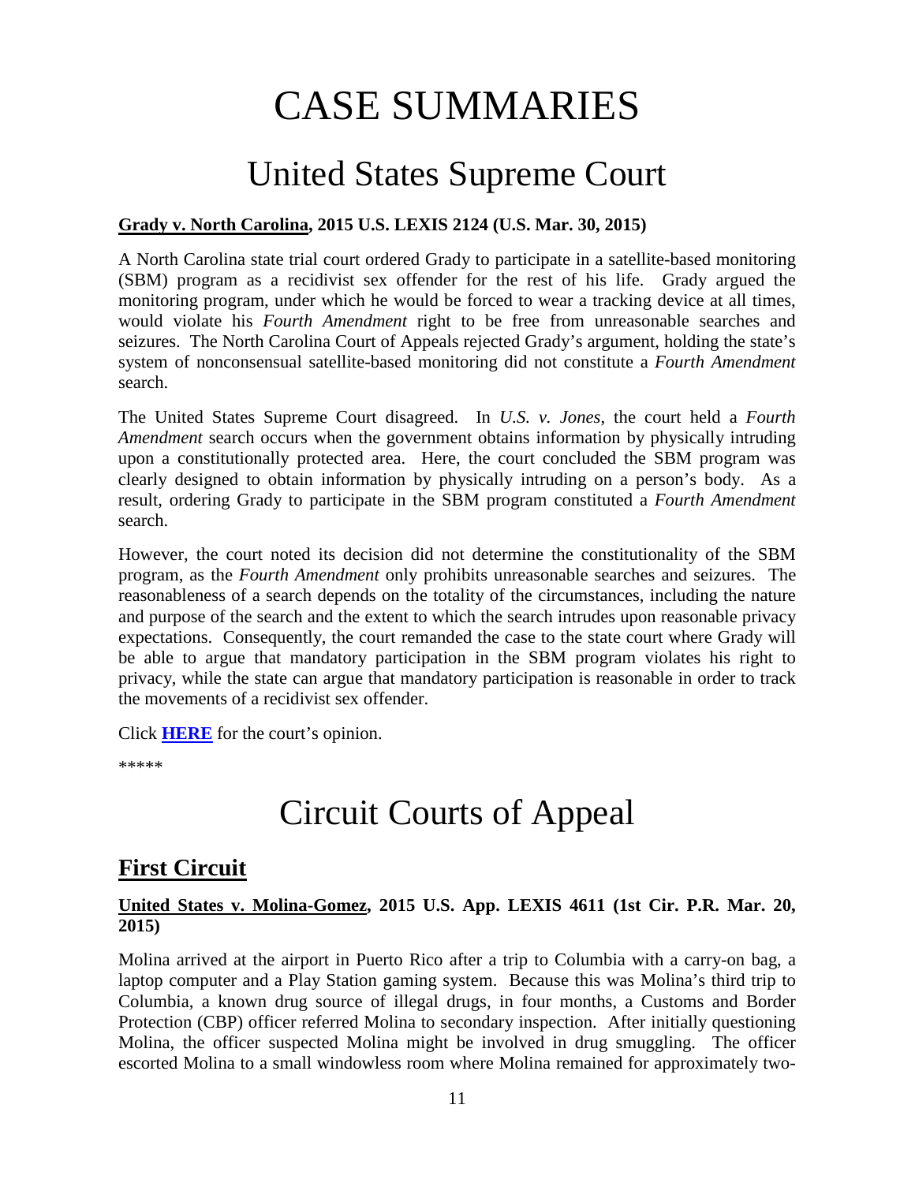# CASE SUMMARIES

# United States Supreme Court

**Grady v. North Carolina, 2015 U.S. LEXIS 2124 (U.S. Mar. 30, 2015)**

A North Carolina state trial court ordered Grady to participate in a satellite-based monitoring (SBM) program as a recidivist sex offender for the rest of his life. Grady argued the monitoring program, under which he would be forced to wear a tracking device at all times, would violate his *Fourth Amendment* right to be free from unreasonable searches and seizures. The North Carolina Court of Appeals rejected Grady's argument, holding the state's system of nonconsensual satellite-based monitoring did not constitute a *Fourth Amendment* search.

The United States Supreme Court disagreed. In *U.S. v. Jones*, the court held a *Fourth Amendment* search occurs when the government obtains information by physically intruding upon a constitutionally protected area. Here, the court concluded the SBM program was clearly designed to obtain information by physically intruding on a person's body. As a result, ordering Grady to participate in the SBM program constituted a *Fourth Amendment* search.

However, the court noted its decision did not determine the constitutionality of the SBM program, as the *Fourth Amendment* only prohibits unreasonable searches and seizures. The reasonableness of a search depends on the totality of the circumstances, including the nature and purpose of the search and the extent to which the search intrudes upon reasonable privacy expectations. Consequently, the court remanded the case to the state court where Grady will be able to argue that mandatory participation in the SBM program violates his right to privacy, while the state can argue that mandatory participation is reasonable in order to track the movements of a recidivist sex offender.

Click **HERE** for the court's opinion.

*****

# Circuit Courts of Appeal

## First Circuit

**United States v. Molina-Gomez, 2015 U.S. App. LEXIS 4611 (1st Cir. P.R. Mar. 20, 2015)**

Molina arrived at the airport in Puerto Rico after a trip to Columbia with a carry-on bag, a laptop computer and a Play Station gaming system. Because this was Molina's third trip to Columbia, a known drug source of illegal drugs, in four months, a Customs and Border Protection (CBP) officer referred Molina to secondary inspection. After initially questioning Molina, the officer suspected Molina might be involved in drug smuggling. The officer escorted Molina to a small windowless room where Molina remained for approximately two-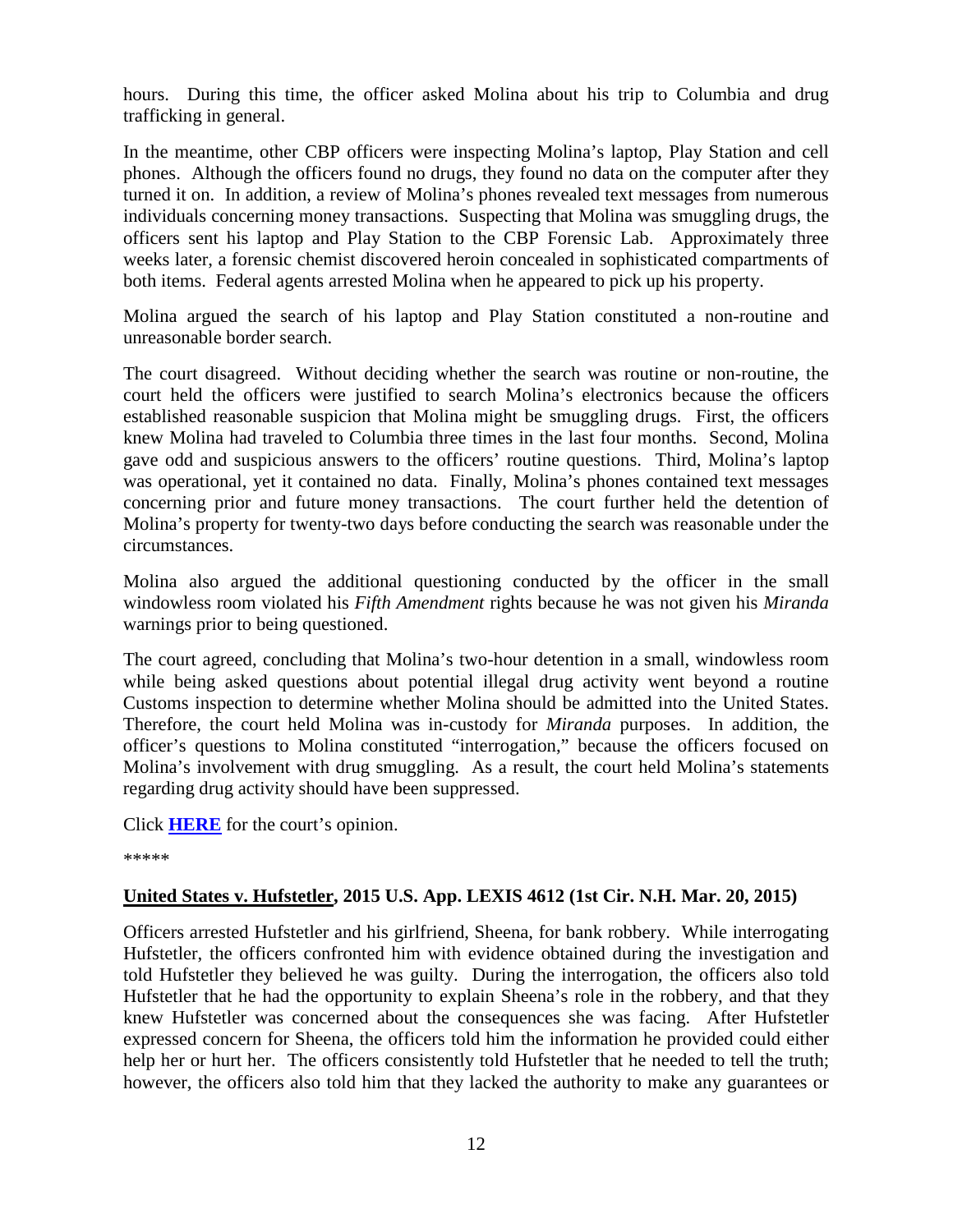hours. During this time, the officer asked Molina about his trip to Columbia and drug trafficking in general.

In the meantime, other CBP officers were inspecting Molina's laptop, Play Station and cell phones. Although the officers found no drugs, they found no data on the computer after they turned it on. In addition, a review of Molina's phones revealed text messages from numerous individuals concerning money transactions. Suspecting that Molina was smuggling drugs, the officers sent his laptop and Play Station to the CBP Forensic Lab. Approximately three weeks later, a forensic chemist discovered heroin concealed in sophisticated compartments of both items. Federal agents arrested Molina when he appeared to pick up his property.

Molina argued the search of his laptop and Play Station constituted a non-routine and unreasonable border search.

The court disagreed. Without deciding whether the search was routine or non-routine, the court held the officers were justified to search Molina's electronics because the officers established reasonable suspicion that Molina might be smuggling drugs. First, the officers knew Molina had traveled to Columbia three times in the last four months. Second, Molina gave odd and suspicious answers to the officers' routine questions. Third, Molina's laptop was operational, yet it contained no data. Finally, Molina's phones contained text messages concerning prior and future money transactions. The court further held the detention of Molina's property for twenty-two days before conducting the search was reasonable under the circumstances.

Molina also argued the additional questioning conducted by the officer in the small windowless room violated his *Fifth Amendment* rights because he was not given his *Miranda* warnings prior to being questioned.

The court agreed, concluding that Molina's two-hour detention in a small, windowless room while being asked questions about potential illegal drug activity went beyond a routine Customs inspection to determine whether Molina should be admitted into the United States. Therefore, the court held Molina was in-custody for *Miranda* purposes. In addition, the officer's questions to Molina constituted "interrogation," because the officers focused on Molina's involvement with drug smuggling. As a result, the court held Molina's statements regarding drug activity should have been suppressed.

Click **HERE** for the court's opinion.

*****

**United States v. Hufstetler, 2015 U.S. App. LEXIS 4612 (1st Cir. N.H. Mar. 20, 2015)**

Officers arrested Hufstetler and his girlfriend, Sheena, for bank robbery. While interrogating Hufstetler, the officers confronted him with evidence obtained during the investigation and told Hufstetler they believed he was guilty. During the interrogation, the officers also told Hufstetler that he had the opportunity to explain Sheena's role in the robbery, and that they knew Hufstetler was concerned about the consequences she was facing. After Hufstetler expressed concern for Sheena, the officers told him the information he provided could either help her or hurt her. The officers consistently told Hufstetler that he needed to tell the truth; however, the officers also told him that they lacked the authority to make any guarantees or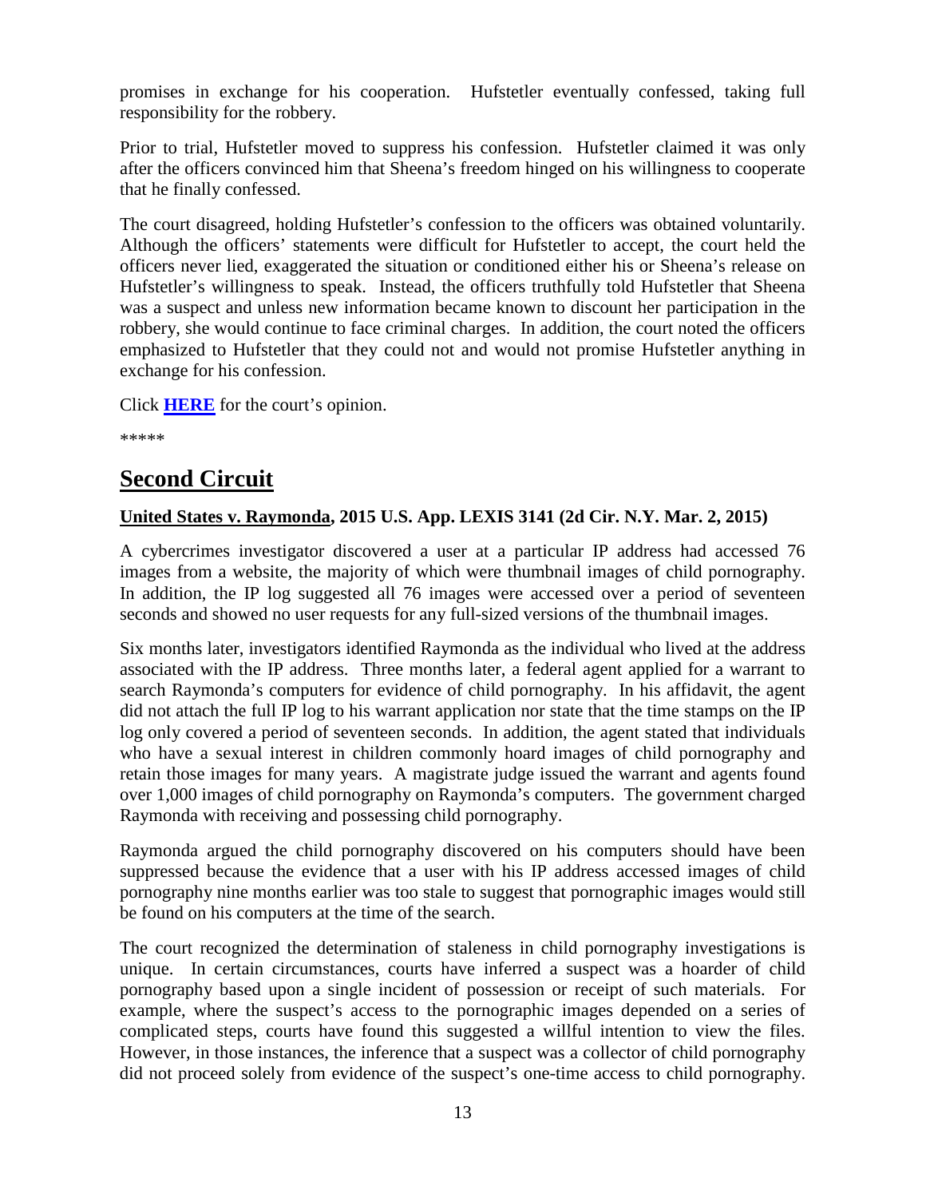promises in exchange for his cooperation. Hufstetler eventually confessed, taking full responsibility for the robbery.

Prior to trial, Hufstetler moved to suppress his confession. Hufstetler claimed it was only after the officers convinced him that Sheena's freedom hinged on his willingness to cooperate that he finally confessed.

The court disagreed, holding Hufstetler's confession to the officers was obtained voluntarily. Although the officers' statements were difficult for Hufstetler to accept, the court held the officers never lied, exaggerated the situation or conditioned either his or Sheena's release on Hufstetler's willingness to speak. Instead, the officers truthfully told Hufstetler that Sheena was a suspect and unless new information became known to discount her participation in the robbery, she would continue to face criminal charges. In addition, the court noted the officers emphasized to Hufstetler that they could not and would not promise Hufstetler anything in exchange for his confession.

Click **HERE** for the court's opinion.

*****

## Second Circuit

### United States v. Raymonda, 2015 U.S. App. LEXIS 3141 (2d Cir. N.Y. Mar. 2, 2015)

A cybercrimes investigator discovered a user at a particular IP address had accessed 76 images from a website, the majority of which were thumbnail images of child pornography. In addition, the IP log suggested all 76 images were accessed over a period of seventeen seconds and showed no user requests for any full-sized versions of the thumbnail images.

Six months later, investigators identified Raymonda as the individual who lived at the address associated with the IP address. Three months later, a federal agent applied for a warrant to search Raymonda's computers for evidence of child pornography. In his affidavit, the agent did not attach the full IP log to his warrant application nor state that the time stamps on the IP log only covered a period of seventeen seconds. In addition, the agent stated that individuals who have a sexual interest in children commonly hoard images of child pornography and retain those images for many years. A magistrate judge issued the warrant and agents found over 1,000 images of child pornography on Raymonda's computers. The government charged Raymonda with receiving and possessing child pornography.

Raymonda argued the child pornography discovered on his computers should have been suppressed because the evidence that a user with his IP address accessed images of child pornography nine months earlier was too stale to suggest that pornographic images would still be found on his computers at the time of the search.

The court recognized the determination of staleness in child pornography investigations is unique. In certain circumstances, courts have inferred a suspect was a hoarder of child pornography based upon a single incident of possession or receipt of such materials. For example, where the suspect's access to the pornographic images depended on a series of complicated steps, courts have found this suggested a willful intention to view the files. However, in those instances, the inference that a suspect was a collector of child pornography did not proceed solely from evidence of the suspect's one-time access to child pornography.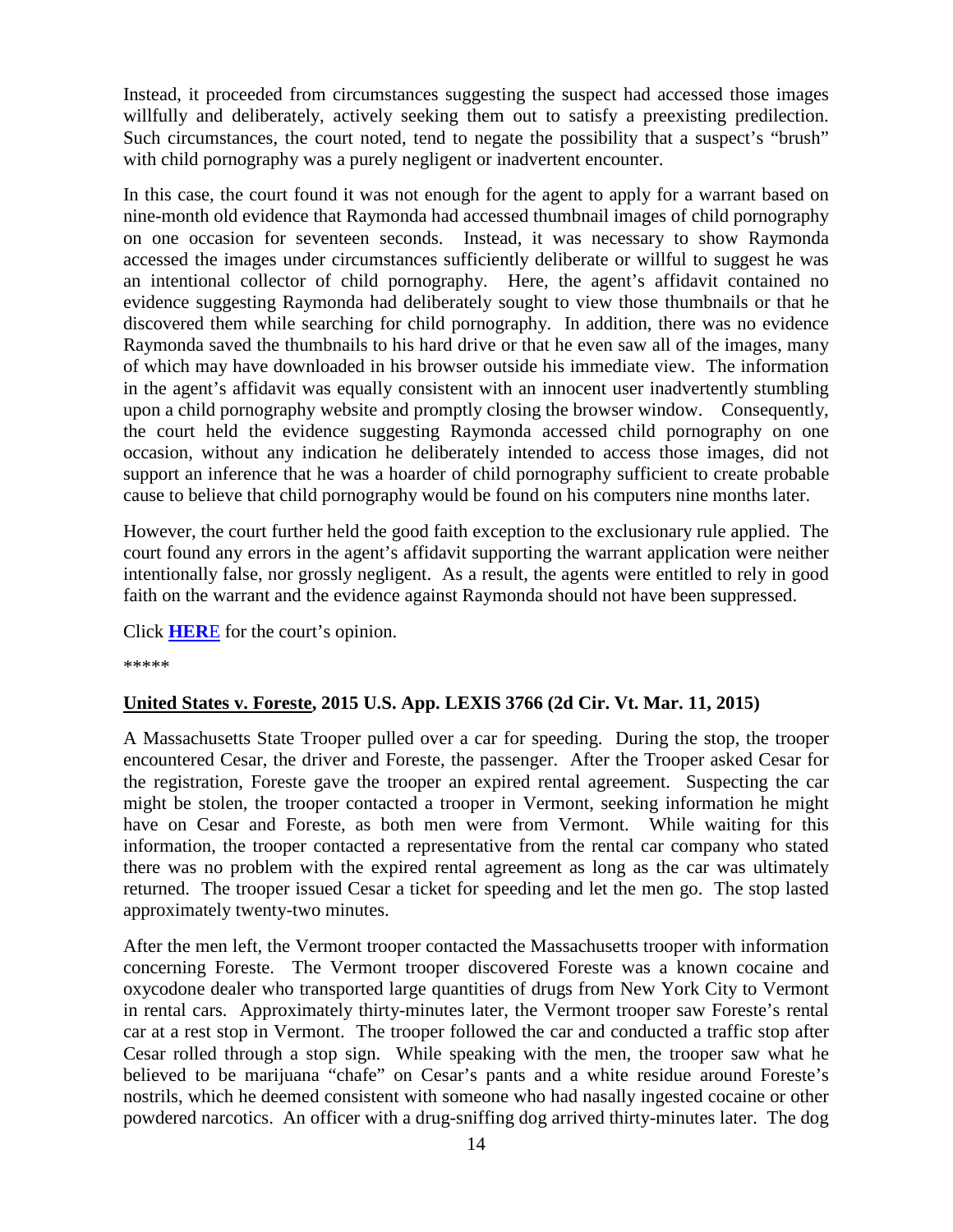Instead, it proceeded from circumstances suggesting the suspect had accessed those images willfully and deliberately, actively seeking them out to satisfy a preexisting predilection. Such circumstances, the court noted, tend to negate the possibility that a suspect's "brush" with child pornography was a purely negligent or inadvertent encounter.

In this case, the court found it was not enough for the agent to apply for a warrant based on nine-month old evidence that Raymonda had accessed thumbnail images of child pornography on one occasion for seventeen seconds. Instead, it was necessary to show Raymonda accessed the images under circumstances sufficiently deliberate or willful to suggest he was an intentional collector of child pornography. Here, the agent's affidavit contained no evidence suggesting Raymonda had deliberately sought to view those thumbnails or that he discovered them while searching for child pornography. In addition, there was no evidence Raymonda saved the thumbnails to his hard drive or that he even saw all of the images, many of which may have downloaded in his browser outside his immediate view. The information in the agent's affidavit was equally consistent with an innocent user inadvertently stumbling upon a child pornography website and promptly closing the browser window. Consequently, the court held the evidence suggesting Raymonda accessed child pornography on one occasion, without any indication he deliberately intended to access those images, did not support an inference that he was a hoarder of child pornography sufficient to create probable cause to believe that child pornography would be found on his computers nine months later.

However, the court further held the good faith exception to the exclusionary rule applied. The court found any errors in the agent's affidavit supporting the warrant application were neither intentionally false, nor grossly negligent. As a result, the agents were entitled to rely in good faith on the warrant and the evidence against Raymonda should not have been suppressed.

Click **HERE** for the court's opinion.

*****

**United States v. Foreste, 2015 U.S. App. LEXIS 3766 (2d Cir. Vt. Mar. 11, 2015)**

A Massachusetts State Trooper pulled over a car for speeding. During the stop, the trooper encountered Cesar, the driver and Foreste, the passenger. After the Trooper asked Cesar for the registration, Foreste gave the trooper an expired rental agreement. Suspecting the car might be stolen, the trooper contacted a trooper in Vermont, seeking information he might have on Cesar and Foreste, as both men were from Vermont. While waiting for this information, the trooper contacted a representative from the rental car company who stated there was no problem with the expired rental agreement as long as the car was ultimately returned. The trooper issued Cesar a ticket for speeding and let the men go. The stop lasted approximately twenty-two minutes.

After the men left, the Vermont trooper contacted the Massachusetts trooper with information concerning Foreste. The Vermont trooper discovered Foreste was a known cocaine and oxycodone dealer who transported large quantities of drugs from New York City to Vermont in rental cars. Approximately thirty-minutes later, the Vermont trooper saw Foreste's rental car at a rest stop in Vermont. The trooper followed the car and conducted a traffic stop after Cesar rolled through a stop sign. While speaking with the men, the trooper saw what he believed to be marijuana "chafe" on Cesar's pants and a white residue around Foreste's nostrils, which he deemed consistent with someone who had nasally ingested cocaine or other powdered narcotics. An officer with a drug-sniffing dog arrived thirty-minutes later. The dog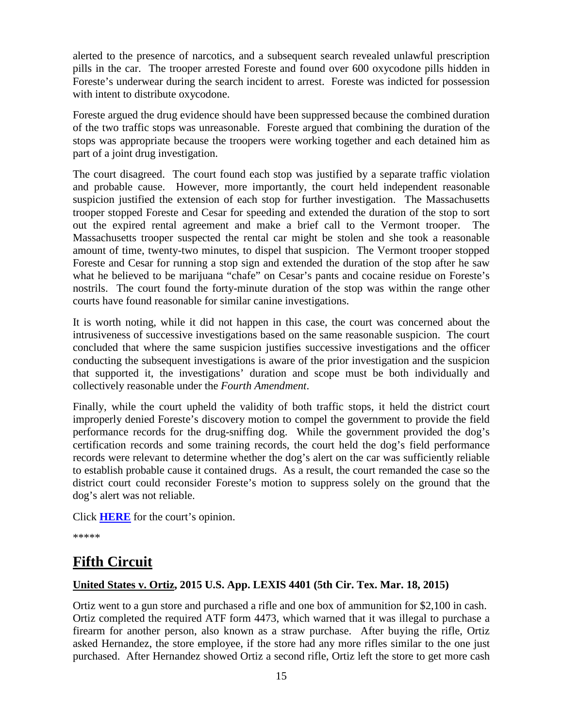alerted to the presence of narcotics, and a subsequent search revealed unlawful prescription pills in the car. The trooper arrested Foreste and found over 600 oxycodone pills hidden in Foreste's underwear during the search incident to arrest. Foreste was indicted for possession with intent to distribute oxycodone.

Foreste argued the drug evidence should have been suppressed because the combined duration of the two traffic stops was unreasonable. Foreste argued that combining the duration of the stops was appropriate because the troopers were working together and each detained him as part of a joint drug investigation.

The court disagreed. The court found each stop was justified by a separate traffic violation and probable cause. However, more importantly, the court held independent reasonable suspicion justified the extension of each stop for further investigation. The Massachusetts trooper stopped Foreste and Cesar for speeding and extended the duration of the stop to sort out the expired rental agreement and make a brief call to the Vermont trooper. The Massachusetts trooper suspected the rental car might be stolen and she took a reasonable amount of time, twenty-two minutes, to dispel that suspicion. The Vermont trooper stopped Foreste and Cesar for running a stop sign and extended the duration of the stop after he saw what he believed to be marijuana "chafe" on Cesar's pants and cocaine residue on Foreste's nostrils. The court found the forty-minute duration of the stop was within the range other courts have found reasonable for similar canine investigations.

It is worth noting, while it did not happen in this case, the court was concerned about the intrusiveness of successive investigations based on the same reasonable suspicion. The court concluded that where the same suspicion justifies successive investigations and the officer conducting the subsequent investigations is aware of the prior investigation and the suspicion that supported it, the investigations' duration and scope must be both individually and collectively reasonable under the *Fourth Amendment*.

Finally, while the court upheld the validity of both traffic stops, it held the district court improperly denied Foreste's discovery motion to compel the government to provide the field performance records for the drug-sniffing dog. While the government provided the dog's certification records and some training records, the court held the dog's field performance records were relevant to determine whether the dog's alert on the car was sufficiently reliable to establish probable cause it contained drugs. As a result, the court remanded the case so the district court could reconsider Foreste's motion to suppress solely on the ground that the dog's alert was not reliable.

Click **HERE** for the court's opinion.

*****

## Fifth Circuit

**United States v. Ortiz, 2015 U.S. App. LEXIS 4401 (5th Cir. Tex. Mar. 18, 2015)**

Ortiz went to a gun store and purchased a rifle and one box of ammunition for $2,100 in cash. Ortiz completed the required ATF form 4473, which warned that it was illegal to purchase a firearm for another person, also known as a straw purchase. After buying the rifle, Ortiz asked Hernandez, the store employee, if the store had any more rifles similar to the one just purchased. After Hernandez showed Ortiz a second rifle, Ortiz left the store to get more cash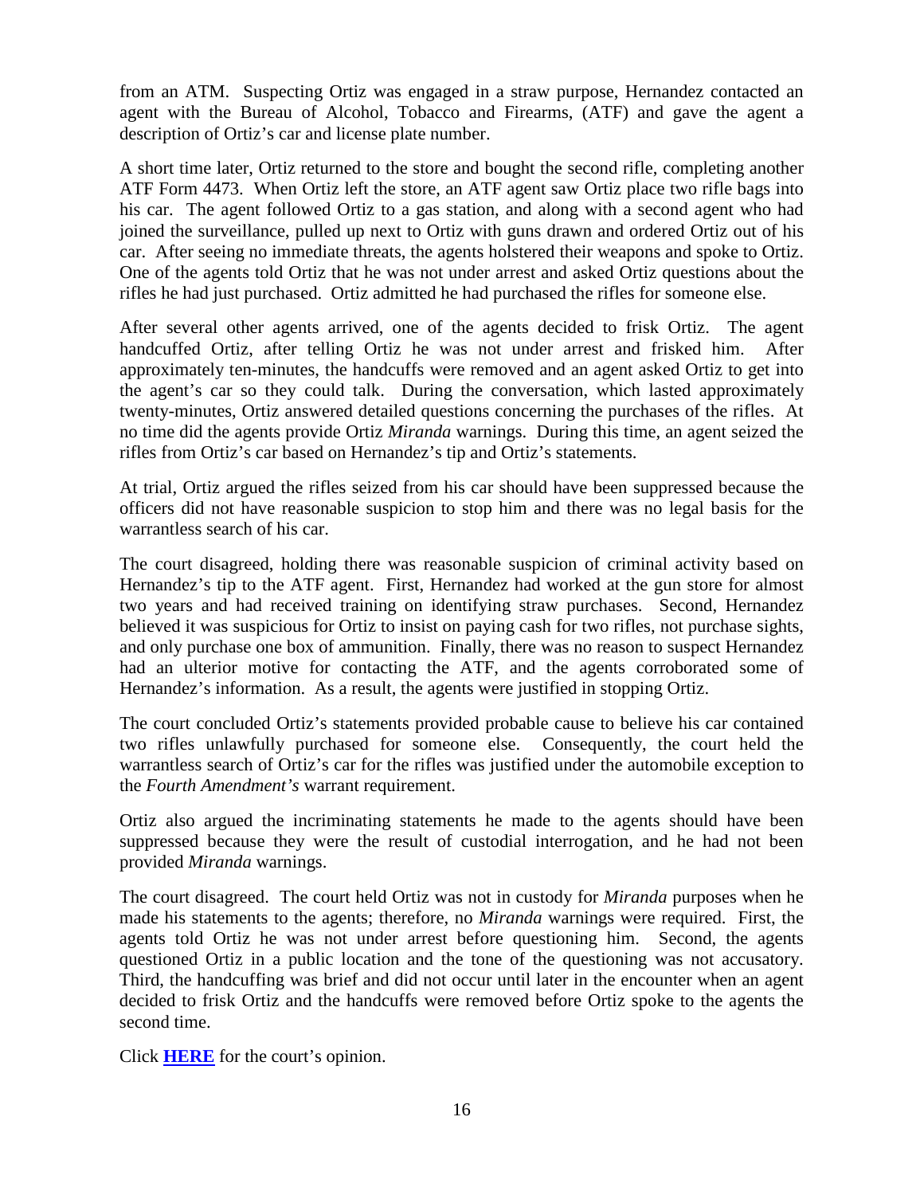from an ATM. Suspecting Ortiz was engaged in a straw purpose, Hernandez contacted an agent with the Bureau of Alcohol, Tobacco and Firearms, (ATF) and gave the agent a description of Ortiz's car and license plate number.

A short time later, Ortiz returned to the store and bought the second rifle, completing another ATF Form 4473. When Ortiz left the store, an ATF agent saw Ortiz place two rifle bags into his car. The agent followed Ortiz to a gas station, and along with a second agent who had joined the surveillance, pulled up next to Ortiz with guns drawn and ordered Ortiz out of his car. After seeing no immediate threats, the agents holstered their weapons and spoke to Ortiz. One of the agents told Ortiz that he was not under arrest and asked Ortiz questions about the rifles he had just purchased. Ortiz admitted he had purchased the rifles for someone else.

After several other agents arrived, one of the agents decided to frisk Ortiz. The agent handcuffed Ortiz, after telling Ortiz he was not under arrest and frisked him. After approximately ten-minutes, the handcuffs were removed and an agent asked Ortiz to get into the agent's car so they could talk. During the conversation, which lasted approximately twenty-minutes, Ortiz answered detailed questions concerning the purchases of the rifles. At no time did the agents provide Ortiz *Miranda* warnings. During this time, an agent seized the rifles from Ortiz's car based on Hernandez's tip and Ortiz's statements.

At trial, Ortiz argued the rifles seized from his car should have been suppressed because the officers did not have reasonable suspicion to stop him and there was no legal basis for the warrantless search of his car.

The court disagreed, holding there was reasonable suspicion of criminal activity based on Hernandez's tip to the ATF agent. First, Hernandez had worked at the gun store for almost two years and had received training on identifying straw purchases. Second, Hernandez believed it was suspicious for Ortiz to insist on paying cash for two rifles, not purchase sights, and only purchase one box of ammunition. Finally, there was no reason to suspect Hernandez had an ulterior motive for contacting the ATF, and the agents corroborated some of Hernandez's information. As a result, the agents were justified in stopping Ortiz.

The court concluded Ortiz's statements provided probable cause to believe his car contained two rifles unlawfully purchased for someone else. Consequently, the court held the warrantless search of Ortiz's car for the rifles was justified under the automobile exception to the *Fourth Amendment's* warrant requirement.

Ortiz also argued the incriminating statements he made to the agents should have been suppressed because they were the result of custodial interrogation, and he had not been provided *Miranda* warnings.

The court disagreed. The court held Ortiz was not in custody for *Miranda* purposes when he made his statements to the agents; therefore, no *Miranda* warnings were required. First, the agents told Ortiz he was not under arrest before questioning him. Second, the agents questioned Ortiz in a public location and the tone of the questioning was not accusatory. Third, the handcuffing was brief and did not occur until later in the encounter when an agent decided to frisk Ortiz and the handcuffs were removed before Ortiz spoke to the agents the second time.

Click **HERE** for the court's opinion.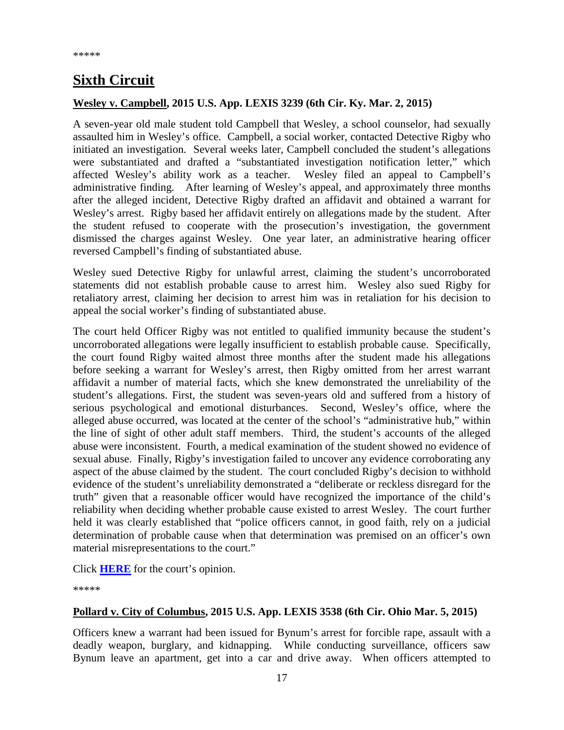*****

# Sixth Circuit

**Wesley v. Campbell, 2015 U.S. App. LEXIS 3239 (6th Cir. Ky. Mar. 2, 2015)**

A seven-year old male student told Campbell that Wesley, a school counselor, had sexually assaulted him in Wesley's office. Campbell, a social worker, contacted Detective Rigby who initiated an investigation. Several weeks later, Campbell concluded the student's allegations were substantiated and drafted a "substantiated investigation notification letter," which affected Wesley's ability work as a teacher. Wesley filed an appeal to Campbell's administrative finding. After learning of Wesley's appeal, and approximately three months after the alleged incident, Detective Rigby drafted an affidavit and obtained a warrant for Wesley's arrest. Rigby based her affidavit entirely on allegations made by the student. After the student refused to cooperate with the prosecution's investigation, the government dismissed the charges against Wesley. One year later, an administrative hearing officer reversed Campbell's finding of substantiated abuse.

Wesley sued Detective Rigby for unlawful arrest, claiming the student's uncorroborated statements did not establish probable cause to arrest him. Wesley also sued Rigby for retaliatory arrest, claiming her decision to arrest him was in retaliation for his decision to appeal the social worker's finding of substantiated abuse.

The court held Officer Rigby was not entitled to qualified immunity because the student's uncorroborated allegations were legally insufficient to establish probable cause. Specifically, the court found Rigby waited almost three months after the student made his allegations before seeking a warrant for Wesley's arrest, then Rigby omitted from her arrest warrant affidavit a number of material facts, which she knew demonstrated the unreliability of the student's allegations. First, the student was seven-years old and suffered from a history of serious psychological and emotional disturbances. Second, Wesley's office, where the alleged abuse occurred, was located at the center of the school's "administrative hub," within the line of sight of other adult staff members. Third, the student's accounts of the alleged abuse were inconsistent. Fourth, a medical examination of the student showed no evidence of sexual abuse. Finally, Rigby's investigation failed to uncover any evidence corroborating any aspect of the abuse claimed by the student. The court concluded Rigby's decision to withhold evidence of the student's unreliability demonstrated a "deliberate or reckless disregard for the truth" given that a reasonable officer would have recognized the importance of the child's reliability when deciding whether probable cause existed to arrest Wesley. The court further held it was clearly established that "police officers cannot, in good faith, rely on a judicial determination of probable cause when that determination was premised on an officer's own material misrepresentations to the court."

Click **HERE** for the court's opinion.

*****

**Pollard v. City of Columbus, 2015 U.S. App. LEXIS 3538 (6th Cir. Ohio Mar. 5, 2015)**

Officers knew a warrant had been issued for Bynum's arrest for forcible rape, assault with a deadly weapon, burglary, and kidnapping. While conducting surveillance, officers saw Bynum leave an apartment, get into a car and drive away. When officers attempted to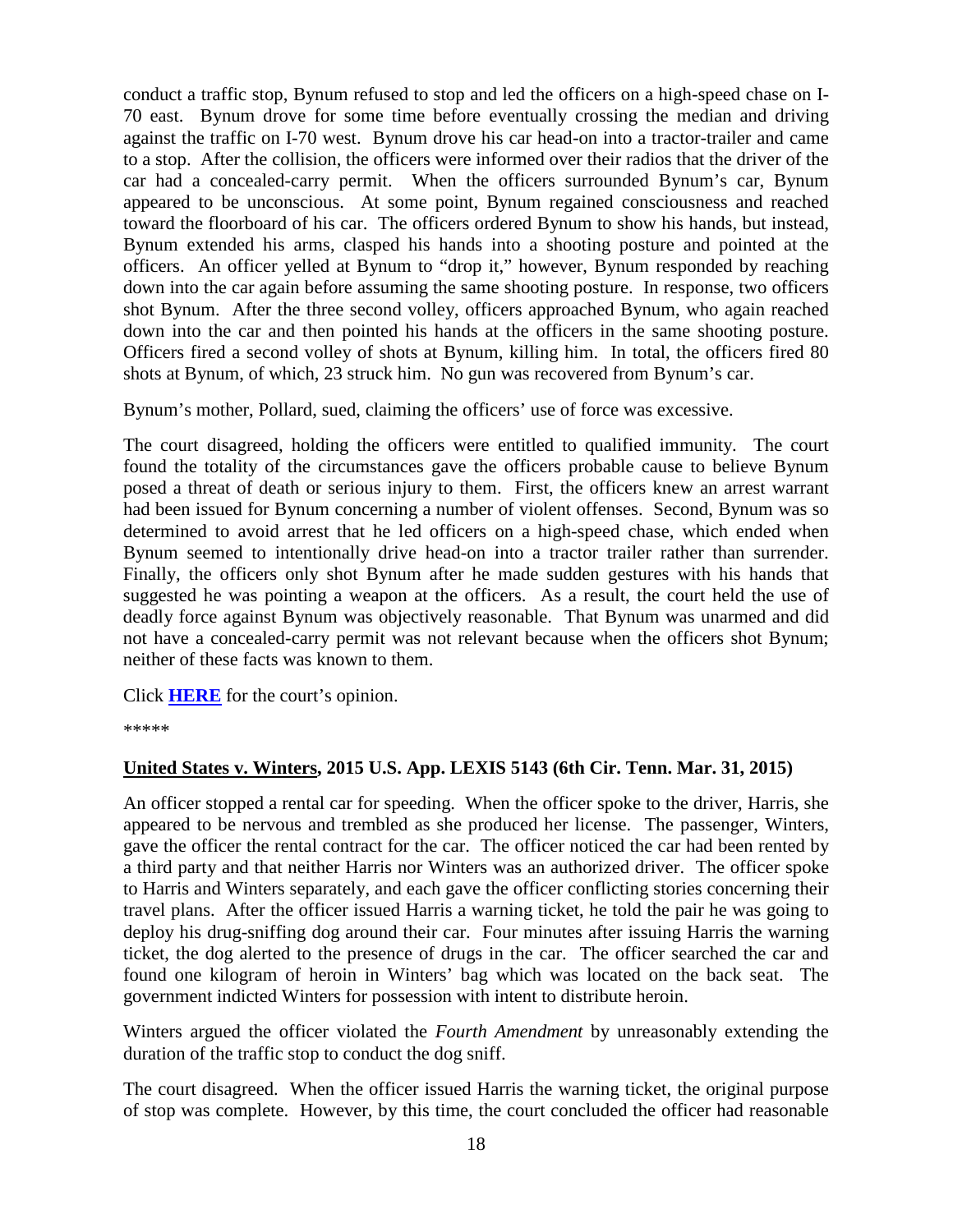conduct a traffic stop, Bynum refused to stop and led the officers on a high-speed chase on I-70 east. Bynum drove for some time before eventually crossing the median and driving against the traffic on I-70 west. Bynum drove his car head-on into a tractor-trailer and came to a stop. After the collision, the officers were informed over their radios that the driver of the car had a concealed-carry permit. When the officers surrounded Bynum's car, Bynum appeared to be unconscious. At some point, Bynum regained consciousness and reached toward the floorboard of his car. The officers ordered Bynum to show his hands, but instead, Bynum extended his arms, clasped his hands into a shooting posture and pointed at the officers. An officer yelled at Bynum to "drop it," however, Bynum responded by reaching down into the car again before assuming the same shooting posture. In response, two officers shot Bynum. After the three second volley, officers approached Bynum, who again reached down into the car and then pointed his hands at the officers in the same shooting posture. Officers fired a second volley of shots at Bynum, killing him. In total, the officers fired 80 shots at Bynum, of which, 23 struck him. No gun was recovered from Bynum's car.

Bynum's mother, Pollard, sued, claiming the officers' use of force was excessive.

The court disagreed, holding the officers were entitled to qualified immunity. The court found the totality of the circumstances gave the officers probable cause to believe Bynum posed a threat of death or serious injury to them. First, the officers knew an arrest warrant had been issued for Bynum concerning a number of violent offenses. Second, Bynum was so determined to avoid arrest that he led officers on a high-speed chase, which ended when Bynum seemed to intentionally drive head-on into a tractor trailer rather than surrender. Finally, the officers only shot Bynum after he made sudden gestures with his hands that suggested he was pointing a weapon at the officers. As a result, the court held the use of deadly force against Bynum was objectively reasonable. That Bynum was unarmed and did not have a concealed-carry permit was not relevant because when the officers shot Bynum; neither of these facts was known to them.

Click **HERE** for the court's opinion.

*****

**United States v. Winters, 2015 U.S. App. LEXIS 5143 (6th Cir. Tenn. Mar. 31, 2015)**

An officer stopped a rental car for speeding. When the officer spoke to the driver, Harris, she appeared to be nervous and trembled as she produced her license. The passenger, Winters, gave the officer the rental contract for the car. The officer noticed the car had been rented by a third party and that neither Harris nor Winters was an authorized driver. The officer spoke to Harris and Winters separately, and each gave the officer conflicting stories concerning their travel plans. After the officer issued Harris a warning ticket, he told the pair he was going to deploy his drug-sniffing dog around their car. Four minutes after issuing Harris the warning ticket, the dog alerted to the presence of drugs in the car. The officer searched the car and found one kilogram of heroin in Winters' bag which was located on the back seat. The government indicted Winters for possession with intent to distribute heroin.

Winters argued the officer violated the *Fourth Amendment* by unreasonably extending the duration of the traffic stop to conduct the dog sniff.

The court disagreed. When the officer issued Harris the warning ticket, the original purpose of stop was complete. However, by this time, the court concluded the officer had reasonable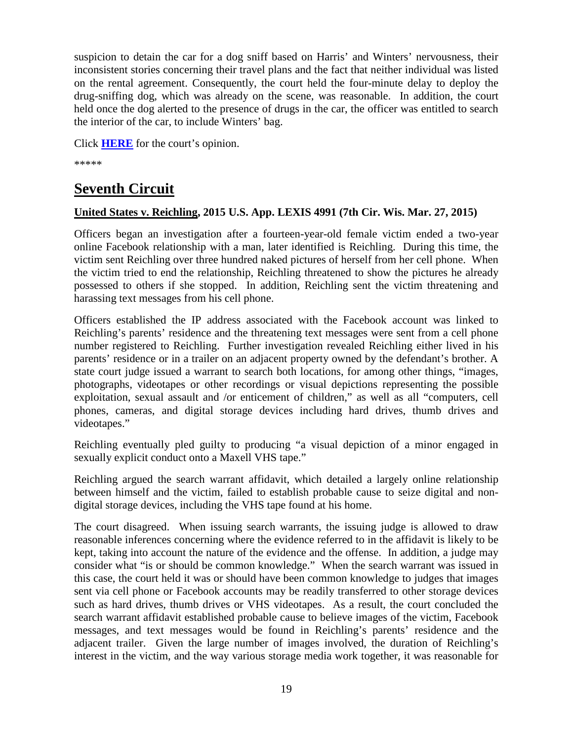suspicion to detain the car for a dog sniff based on Harris' and Winters' nervousness, their inconsistent stories concerning their travel plans and the fact that neither individual was listed on the rental agreement. Consequently, the court held the four-minute delay to deploy the drug-sniffing dog, which was already on the scene, was reasonable. In addition, the court held once the dog alerted to the presence of drugs in the car, the officer was entitled to search the interior of the car, to include Winters' bag.

Click **HERE** for the court's opinion.

*****

# Seventh Circuit

**United States v. Reichling, 2015 U.S. App. LEXIS 4991 (7th Cir. Wis. Mar. 27, 2015)**

Officers began an investigation after a fourteen-year-old female victim ended a two-year online Facebook relationship with a man, later identified is Reichling. During this time, the victim sent Reichling over three hundred naked pictures of herself from her cell phone. When the victim tried to end the relationship, Reichling threatened to show the pictures he already possessed to others if she stopped. In addition, Reichling sent the victim threatening and harassing text messages from his cell phone.

Officers established the IP address associated with the Facebook account was linked to Reichling's parents' residence and the threatening text messages were sent from a cell phone number registered to Reichling. Further investigation revealed Reichling either lived in his parents' residence or in a trailer on an adjacent property owned by the defendant's brother. A state court judge issued a warrant to search both locations, for among other things, "images, photographs, videotapes or other recordings or visual depictions representing the possible exploitation, sexual assault and /or enticement of children," as well as all "computers, cell phones, cameras, and digital storage devices including hard drives, thumb drives and videotapes."

Reichling eventually pled guilty to producing "a visual depiction of a minor engaged in sexually explicit conduct onto a Maxell VHS tape."

Reichling argued the search warrant affidavit, which detailed a largely online relationship between himself and the victim, failed to establish probable cause to seize digital and non-digital storage devices, including the VHS tape found at his home.

The court disagreed. When issuing search warrants, the issuing judge is allowed to draw reasonable inferences concerning where the evidence referred to in the affidavit is likely to be kept, taking into account the nature of the evidence and the offense. In addition, a judge may consider what "is or should be common knowledge." When the search warrant was issued in this case, the court held it was or should have been common knowledge to judges that images sent via cell phone or Facebook accounts may be readily transferred to other storage devices such as hard drives, thumb drives or VHS videotapes. As a result, the court concluded the search warrant affidavit established probable cause to believe images of the victim, Facebook messages, and text messages would be found in Reichling's parents' residence and the adjacent trailer. Given the large number of images involved, the duration of Reichling's interest in the victim, and the way various storage media work together, it was reasonable for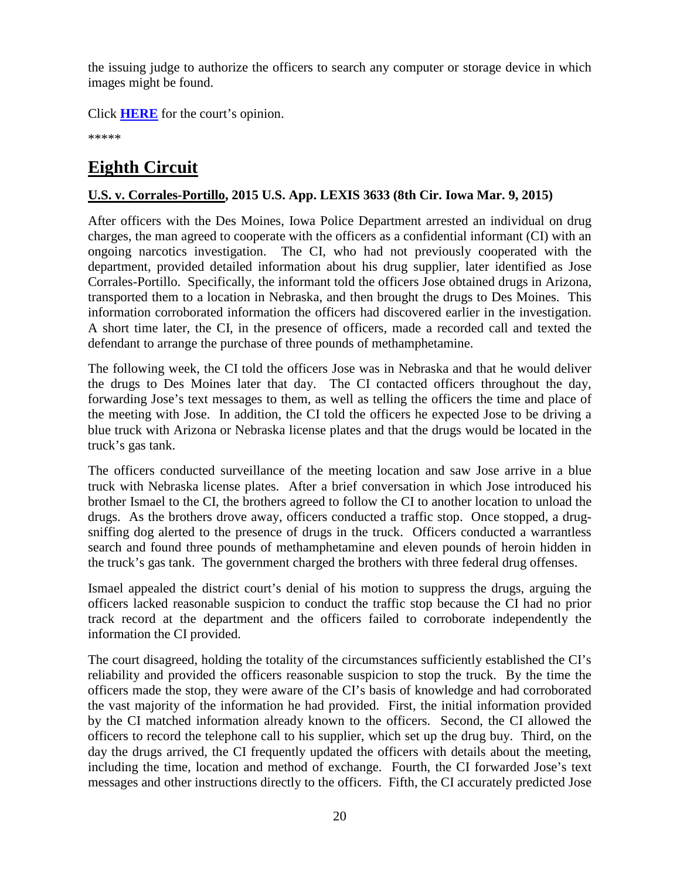the issuing judge to authorize the officers to search any computer or storage device in which images might be found.

Click **HERE** for the court's opinion.

*****

# Eighth Circuit

### U.S. v. Corrales-Portillo, 2015 U.S. App. LEXIS 3633 (8th Cir. Iowa Mar. 9, 2015)

After officers with the Des Moines, Iowa Police Department arrested an individual on drug charges, the man agreed to cooperate with the officers as a confidential informant (CI) with an ongoing narcotics investigation. The CI, who had not previously cooperated with the department, provided detailed information about his drug supplier, later identified as Jose Corrales-Portillo. Specifically, the informant told the officers Jose obtained drugs in Arizona, transported them to a location in Nebraska, and then brought the drugs to Des Moines. This information corroborated information the officers had discovered earlier in the investigation. A short time later, the CI, in the presence of officers, made a recorded call and texted the defendant to arrange the purchase of three pounds of methamphetamine.

The following week, the CI told the officers Jose was in Nebraska and that he would deliver the drugs to Des Moines later that day. The CI contacted officers throughout the day, forwarding Jose's text messages to them, as well as telling the officers the time and place of the meeting with Jose. In addition, the CI told the officers he expected Jose to be driving a blue truck with Arizona or Nebraska license plates and that the drugs would be located in the truck's gas tank.

The officers conducted surveillance of the meeting location and saw Jose arrive in a blue truck with Nebraska license plates. After a brief conversation in which Jose introduced his brother Ismael to the CI, the brothers agreed to follow the CI to another location to unload the drugs. As the brothers drove away, officers conducted a traffic stop. Once stopped, a drug-sniffing dog alerted to the presence of drugs in the truck. Officers conducted a warrantless search and found three pounds of methamphetamine and eleven pounds of heroin hidden in the truck's gas tank. The government charged the brothers with three federal drug offenses.

Ismael appealed the district court's denial of his motion to suppress the drugs, arguing the officers lacked reasonable suspicion to conduct the traffic stop because the CI had no prior track record at the department and the officers failed to corroborate independently the information the CI provided.

The court disagreed, holding the totality of the circumstances sufficiently established the CI's reliability and provided the officers reasonable suspicion to stop the truck. By the time the officers made the stop, they were aware of the CI's basis of knowledge and had corroborated the vast majority of the information he had provided. First, the initial information provided by the CI matched information already known to the officers. Second, the CI allowed the officers to record the telephone call to his supplier, which set up the drug buy. Third, on the day the drugs arrived, the CI frequently updated the officers with details about the meeting, including the time, location and method of exchange. Fourth, the CI forwarded Jose's text messages and other instructions directly to the officers. Fifth, the CI accurately predicted Jose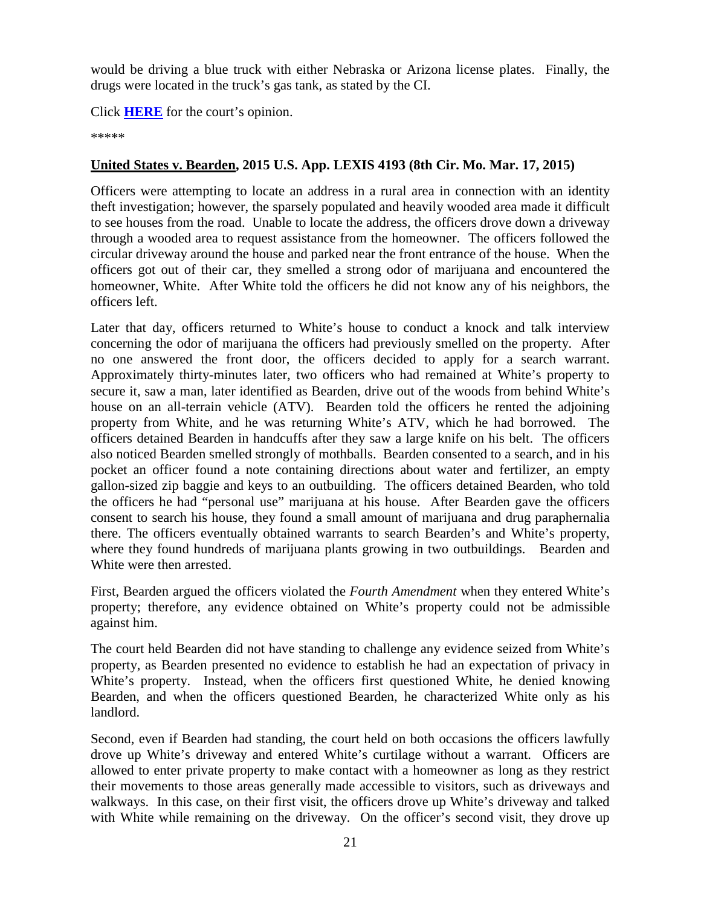would be driving a blue truck with either Nebraska or Arizona license plates. Finally, the drugs were located in the truck's gas tank, as stated by the CI.

Click **HERE** for the court's opinion.

*****

**United States v. Bearden, 2015 U.S. App. LEXIS 4193 (8th Cir. Mo. Mar. 17, 2015)**

Officers were attempting to locate an address in a rural area in connection with an identity theft investigation; however, the sparsely populated and heavily wooded area made it difficult to see houses from the road. Unable to locate the address, the officers drove down a driveway through a wooded area to request assistance from the homeowner. The officers followed the circular driveway around the house and parked near the front entrance of the house. When the officers got out of their car, they smelled a strong odor of marijuana and encountered the homeowner, White. After White told the officers he did not know any of his neighbors, the officers left.

Later that day, officers returned to White's house to conduct a knock and talk interview concerning the odor of marijuana the officers had previously smelled on the property. After no one answered the front door, the officers decided to apply for a search warrant. Approximately thirty-minutes later, two officers who had remained at White's property to secure it, saw a man, later identified as Bearden, drive out of the woods from behind White's house on an all-terrain vehicle (ATV). Bearden told the officers he rented the adjoining property from White, and he was returning White's ATV, which he had borrowed. The officers detained Bearden in handcuffs after they saw a large knife on his belt. The officers also noticed Bearden smelled strongly of mothballs. Bearden consented to a search, and in his pocket an officer found a note containing directions about water and fertilizer, an empty gallon-sized zip baggie and keys to an outbuilding. The officers detained Bearden, who told the officers he had "personal use" marijuana at his house. After Bearden gave the officers consent to search his house, they found a small amount of marijuana and drug paraphernalia there. The officers eventually obtained warrants to search Bearden's and White's property, where they found hundreds of marijuana plants growing in two outbuildings. Bearden and White were then arrested.

First, Bearden argued the officers violated the *Fourth Amendment* when they entered White's property; therefore, any evidence obtained on White's property could not be admissible against him.

The court held Bearden did not have standing to challenge any evidence seized from White's property, as Bearden presented no evidence to establish he had an expectation of privacy in White's property. Instead, when the officers first questioned White, he denied knowing Bearden, and when the officers questioned Bearden, he characterized White only as his landlord.

Second, even if Bearden had standing, the court held on both occasions the officers lawfully drove up White's driveway and entered White's curtilage without a warrant. Officers are allowed to enter private property to make contact with a homeowner as long as they restrict their movements to those areas generally made accessible to visitors, such as driveways and walkways. In this case, on their first visit, the officers drove up White's driveway and talked with White while remaining on the driveway. On the officer's second visit, they drove up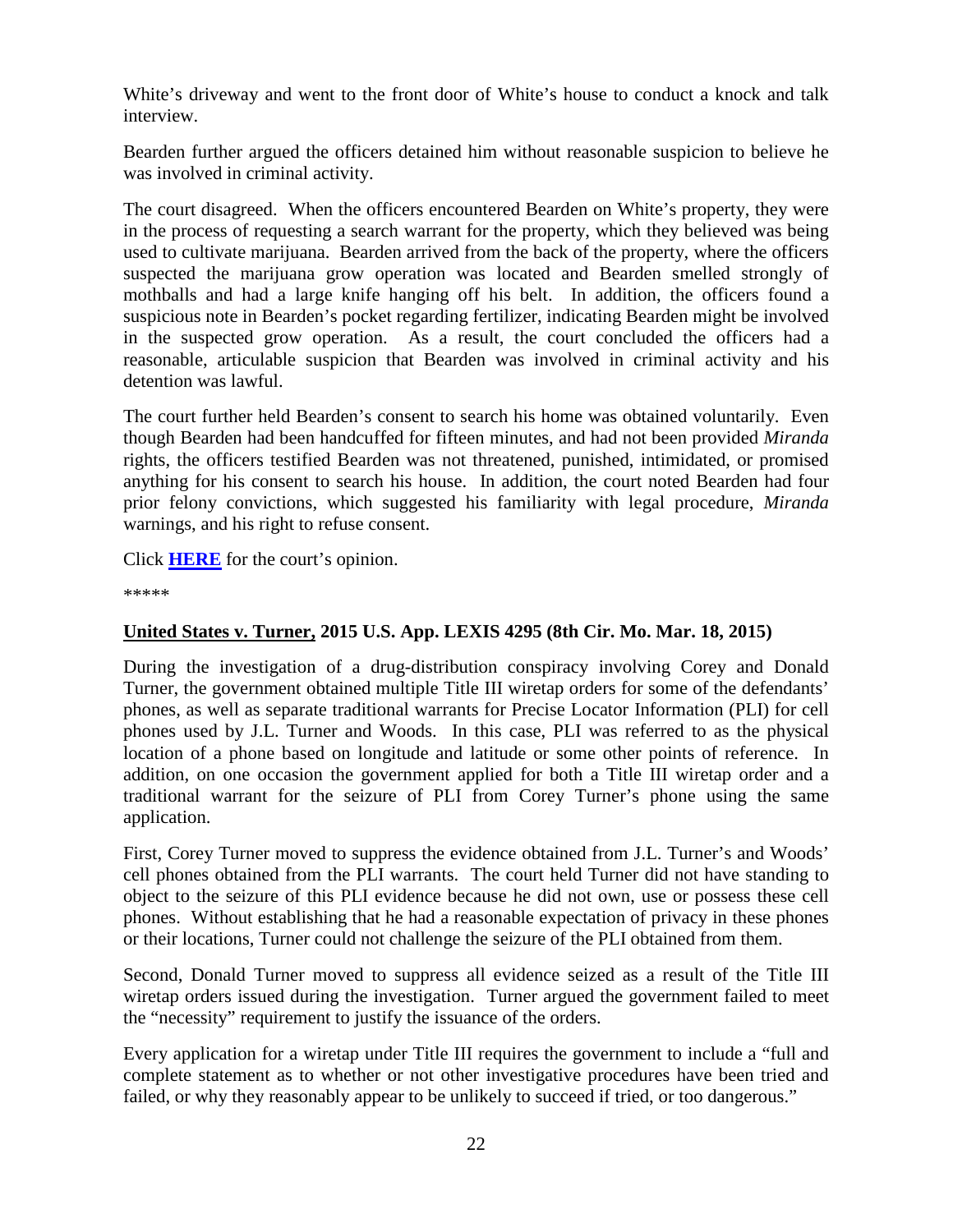White's driveway and went to the front door of White's house to conduct a knock and talk interview.

Bearden further argued the officers detained him without reasonable suspicion to believe he was involved in criminal activity.

The court disagreed. When the officers encountered Bearden on White's property, they were in the process of requesting a search warrant for the property, which they believed was being used to cultivate marijuana. Bearden arrived from the back of the property, where the officers suspected the marijuana grow operation was located and Bearden smelled strongly of mothballs and had a large knife hanging off his belt. In addition, the officers found a suspicious note in Bearden's pocket regarding fertilizer, indicating Bearden might be involved in the suspected grow operation. As a result, the court concluded the officers had a reasonable, articulable suspicion that Bearden was involved in criminal activity and his detention was lawful.

The court further held Bearden's consent to search his home was obtained voluntarily. Even though Bearden had been handcuffed for fifteen minutes, and had not been provided *Miranda* rights, the officers testified Bearden was not threatened, punished, intimidated, or promised anything for his consent to search his house. In addition, the court noted Bearden had four prior felony convictions, which suggested his familiarity with legal procedure, *Miranda* warnings, and his right to refuse consent.

Click **HERE** for the court's opinion.

*****

### United States v. Turner, 2015 U.S. App. LEXIS 4295 (8th Cir. Mo. Mar. 18, 2015)

During the investigation of a drug-distribution conspiracy involving Corey and Donald Turner, the government obtained multiple Title III wiretap orders for some of the defendants' phones, as well as separate traditional warrants for Precise Locator Information (PLI) for cell phones used by J.L. Turner and Woods. In this case, PLI was referred to as the physical location of a phone based on longitude and latitude or some other points of reference. In addition, on one occasion the government applied for both a Title III wiretap order and a traditional warrant for the seizure of PLI from Corey Turner's phone using the same application.

First, Corey Turner moved to suppress the evidence obtained from J.L. Turner's and Woods' cell phones obtained from the PLI warrants. The court held Turner did not have standing to object to the seizure of this PLI evidence because he did not own, use or possess these cell phones. Without establishing that he had a reasonable expectation of privacy in these phones or their locations, Turner could not challenge the seizure of the PLI obtained from them.

Second, Donald Turner moved to suppress all evidence seized as a result of the Title III wiretap orders issued during the investigation. Turner argued the government failed to meet the "necessity" requirement to justify the issuance of the orders.

Every application for a wiretap under Title III requires the government to include a "full and complete statement as to whether or not other investigative procedures have been tried and failed, or why they reasonably appear to be unlikely to succeed if tried, or too dangerous."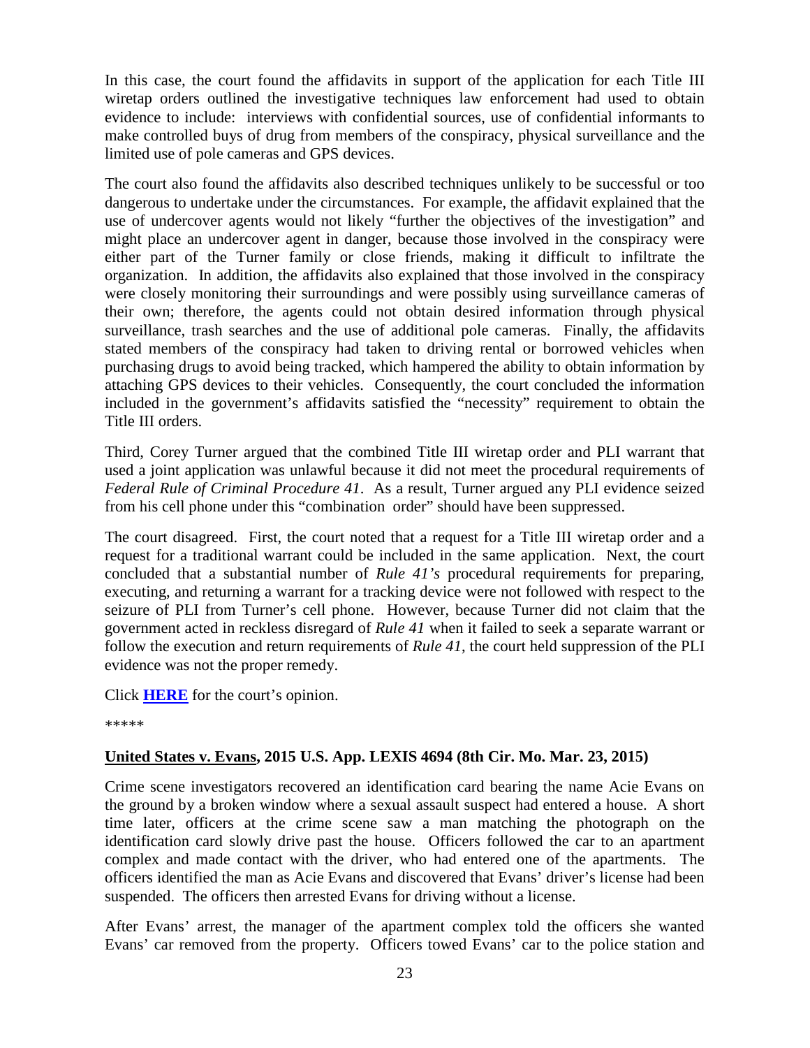In this case, the court found the affidavits in support of the application for each Title III wiretap orders outlined the investigative techniques law enforcement had used to obtain evidence to include: interviews with confidential sources, use of confidential informants to make controlled buys of drug from members of the conspiracy, physical surveillance and the limited use of pole cameras and GPS devices.

The court also found the affidavits also described techniques unlikely to be successful or too dangerous to undertake under the circumstances. For example, the affidavit explained that the use of undercover agents would not likely "further the objectives of the investigation" and might place an undercover agent in danger, because those involved in the conspiracy were either part of the Turner family or close friends, making it difficult to infiltrate the organization. In addition, the affidavits also explained that those involved in the conspiracy were closely monitoring their surroundings and were possibly using surveillance cameras of their own; therefore, the agents could not obtain desired information through physical surveillance, trash searches and the use of additional pole cameras. Finally, the affidavits stated members of the conspiracy had taken to driving rental or borrowed vehicles when purchasing drugs to avoid being tracked, which hampered the ability to obtain information by attaching GPS devices to their vehicles. Consequently, the court concluded the information included in the government's affidavits satisfied the "necessity" requirement to obtain the Title III orders.

Third, Corey Turner argued that the combined Title III wiretap order and PLI warrant that used a joint application was unlawful because it did not meet the procedural requirements of *Federal Rule of Criminal Procedure 41*. As a result, Turner argued any PLI evidence seized from his cell phone under this "combination order" should have been suppressed.

The court disagreed. First, the court noted that a request for a Title III wiretap order and a request for a traditional warrant could be included in the same application. Next, the court concluded that a substantial number of *Rule 41's* procedural requirements for preparing, executing, and returning a warrant for a tracking device were not followed with respect to the seizure of PLI from Turner's cell phone. However, because Turner did not claim that the government acted in reckless disregard of *Rule 41* when it failed to seek a separate warrant or follow the execution and return requirements of *Rule 41*, the court held suppression of the PLI evidence was not the proper remedy.

Click **HERE** for the court's opinion.

*****

**United States v. Evans, 2015 U.S. App. LEXIS 4694 (8th Cir. Mo. Mar. 23, 2015)**

Crime scene investigators recovered an identification card bearing the name Acie Evans on the ground by a broken window where a sexual assault suspect had entered a house. A short time later, officers at the crime scene saw a man matching the photograph on the identification card slowly drive past the house. Officers followed the car to an apartment complex and made contact with the driver, who had entered one of the apartments. The officers identified the man as Acie Evans and discovered that Evans' driver's license had been suspended. The officers then arrested Evans for driving without a license.

After Evans' arrest, the manager of the apartment complex told the officers she wanted Evans' car removed from the property. Officers towed Evans' car to the police station and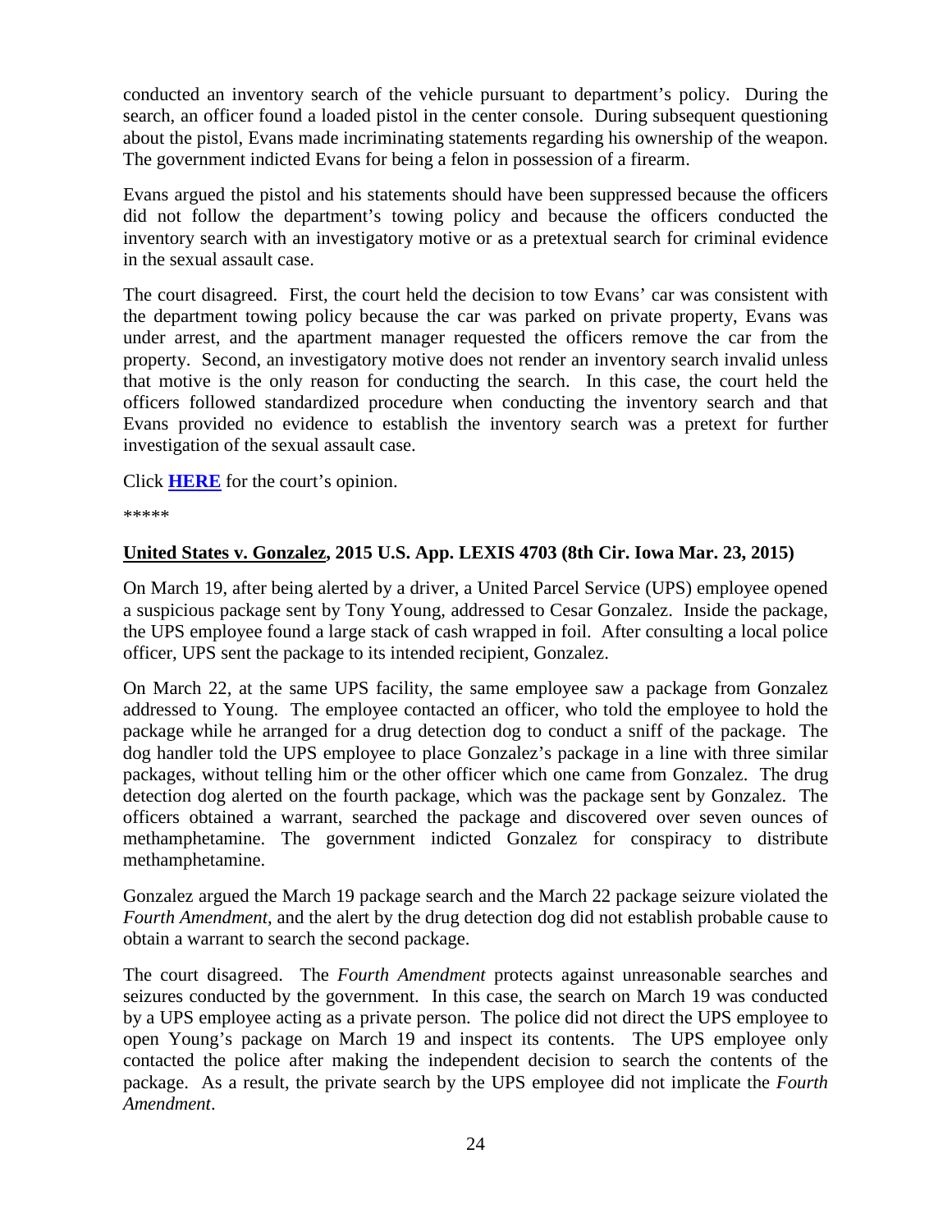conducted an inventory search of the vehicle pursuant to department's policy. During the search, an officer found a loaded pistol in the center console. During subsequent questioning about the pistol, Evans made incriminating statements regarding his ownership of the weapon. The government indicted Evans for being a felon in possession of a firearm.

Evans argued the pistol and his statements should have been suppressed because the officers did not follow the department's towing policy and because the officers conducted the inventory search with an investigatory motive or as a pretextual search for criminal evidence in the sexual assault case.

The court disagreed. First, the court held the decision to tow Evans' car was consistent with the department towing policy because the car was parked on private property, Evans was under arrest, and the apartment manager requested the officers remove the car from the property. Second, an investigatory motive does not render an inventory search invalid unless that motive is the only reason for conducting the search. In this case, the court held the officers followed standardized procedure when conducting the inventory search and that Evans provided no evidence to establish the inventory search was a pretext for further investigation of the sexual assault case.

Click **HERE** for the court's opinion.

*****

### United States v. Gonzalez, 2015 U.S. App. LEXIS 4703 (8th Cir. Iowa Mar. 23, 2015)

On March 19, after being alerted by a driver, a United Parcel Service (UPS) employee opened a suspicious package sent by Tony Young, addressed to Cesar Gonzalez. Inside the package, the UPS employee found a large stack of cash wrapped in foil. After consulting a local police officer, UPS sent the package to its intended recipient, Gonzalez.

On March 22, at the same UPS facility, the same employee saw a package from Gonzalez addressed to Young. The employee contacted an officer, who told the employee to hold the package while he arranged for a drug detection dog to conduct a sniff of the package. The dog handler told the UPS employee to place Gonzalez's package in a line with three similar packages, without telling him or the other officer which one came from Gonzalez. The drug detection dog alerted on the fourth package, which was the package sent by Gonzalez. The officers obtained a warrant, searched the package and discovered over seven ounces of methamphetamine. The government indicted Gonzalez for conspiracy to distribute methamphetamine.

Gonzalez argued the March 19 package search and the March 22 package seizure violated the *Fourth Amendment*, and the alert by the drug detection dog did not establish probable cause to obtain a warrant to search the second package.

The court disagreed. The *Fourth Amendment* protects against unreasonable searches and seizures conducted by the government. In this case, the search on March 19 was conducted by a UPS employee acting as a private person. The police did not direct the UPS employee to open Young's package on March 19 and inspect its contents. The UPS employee only contacted the police after making the independent decision to search the contents of the package. As a result, the private search by the UPS employee did not implicate the *Fourth Amendment*.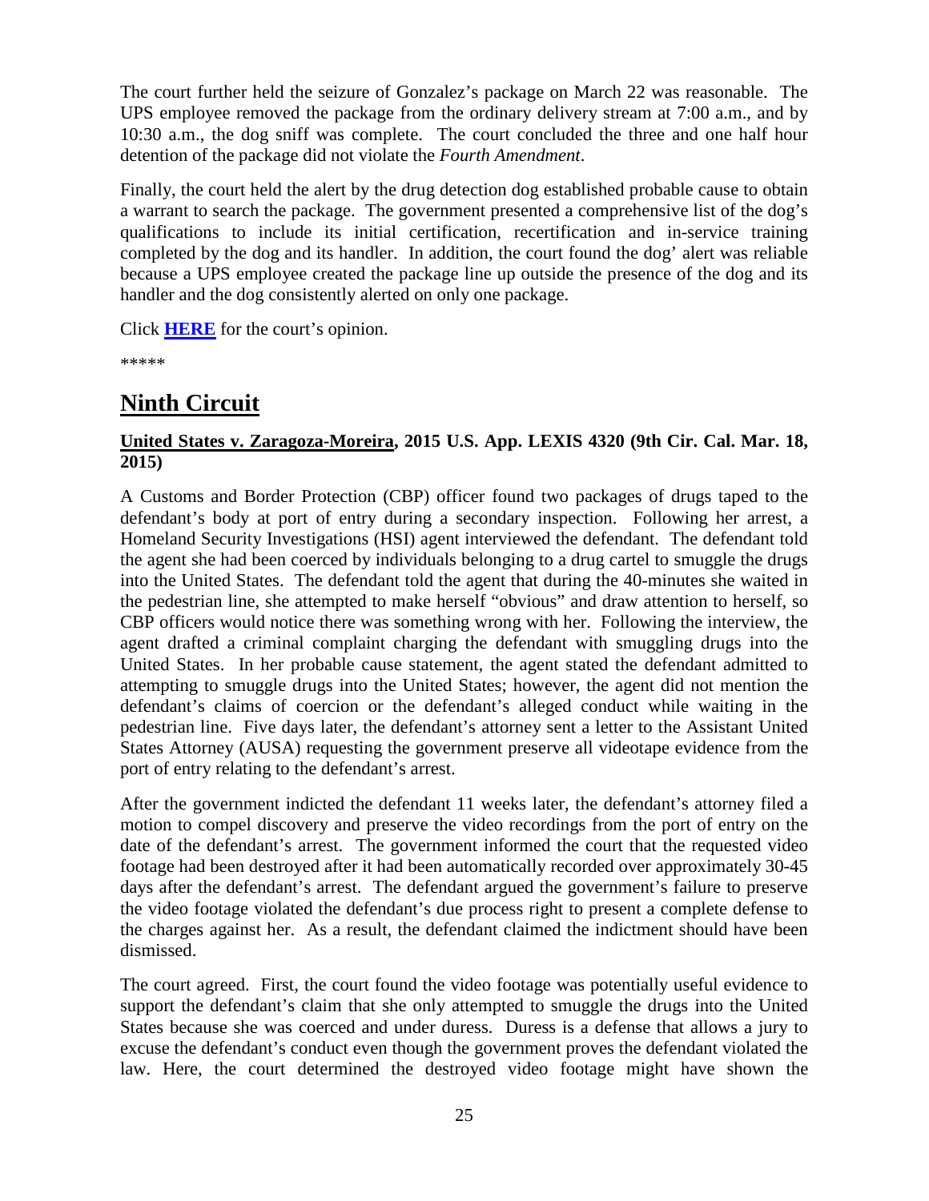The court further held the seizure of Gonzalez's package on March 22 was reasonable. The UPS employee removed the package from the ordinary delivery stream at 7:00 a.m., and by 10:30 a.m., the dog sniff was complete. The court concluded the three and one half hour detention of the package did not violate the *Fourth Amendment*.

Finally, the court held the alert by the drug detection dog established probable cause to obtain a warrant to search the package. The government presented a comprehensive list of the dog's qualifications to include its initial certification, recertification and in-service training completed by the dog and its handler. In addition, the court found the dog' alert was reliable because a UPS employee created the package line up outside the presence of the dog and its handler and the dog consistently alerted on only one package.

Click **HERE** for the court's opinion.

*****

## Ninth Circuit

### United States v. Zaragoza-Moreira, 2015 U.S. App. LEXIS 4320 (9th Cir. Cal. Mar. 18, 2015)

A Customs and Border Protection (CBP) officer found two packages of drugs taped to the defendant's body at port of entry during a secondary inspection. Following her arrest, a Homeland Security Investigations (HSI) agent interviewed the defendant. The defendant told the agent she had been coerced by individuals belonging to a drug cartel to smuggle the drugs into the United States. The defendant told the agent that during the 40-minutes she waited in the pedestrian line, she attempted to make herself "obvious" and draw attention to herself, so CBP officers would notice there was something wrong with her. Following the interview, the agent drafted a criminal complaint charging the defendant with smuggling drugs into the United States. In her probable cause statement, the agent stated the defendant admitted to attempting to smuggle drugs into the United States; however, the agent did not mention the defendant's claims of coercion or the defendant's alleged conduct while waiting in the pedestrian line. Five days later, the defendant's attorney sent a letter to the Assistant United States Attorney (AUSA) requesting the government preserve all videotape evidence from the port of entry relating to the defendant's arrest.

After the government indicted the defendant 11 weeks later, the defendant's attorney filed a motion to compel discovery and preserve the video recordings from the port of entry on the date of the defendant's arrest. The government informed the court that the requested video footage had been destroyed after it had been automatically recorded over approximately 30-45 days after the defendant's arrest. The defendant argued the government's failure to preserve the video footage violated the defendant's due process right to present a complete defense to the charges against her. As a result, the defendant claimed the indictment should have been dismissed.

The court agreed. First, the court found the video footage was potentially useful evidence to support the defendant's claim that she only attempted to smuggle the drugs into the United States because she was coerced and under duress. Duress is a defense that allows a jury to excuse the defendant's conduct even though the government proves the defendant violated the law. Here, the court determined the destroyed video footage might have shown the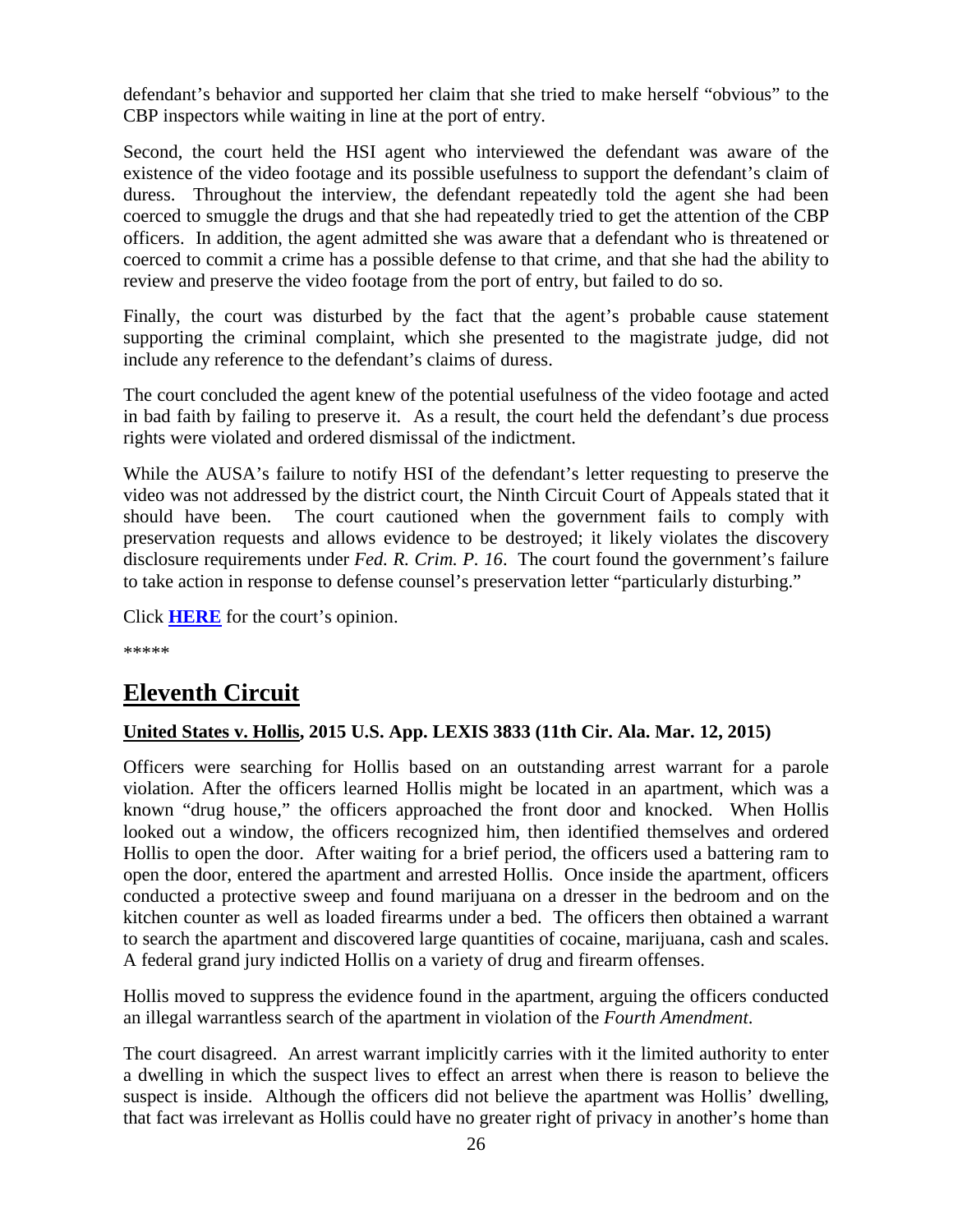defendant's behavior and supported her claim that she tried to make herself "obvious" to the CBP inspectors while waiting in line at the port of entry.

Second, the court held the HSI agent who interviewed the defendant was aware of the existence of the video footage and its possible usefulness to support the defendant's claim of duress. Throughout the interview, the defendant repeatedly told the agent she had been coerced to smuggle the drugs and that she had repeatedly tried to get the attention of the CBP officers. In addition, the agent admitted she was aware that a defendant who is threatened or coerced to commit a crime has a possible defense to that crime, and that she had the ability to review and preserve the video footage from the port of entry, but failed to do so.

Finally, the court was disturbed by the fact that the agent's probable cause statement supporting the criminal complaint, which she presented to the magistrate judge, did not include any reference to the defendant's claims of duress.

The court concluded the agent knew of the potential usefulness of the video footage and acted in bad faith by failing to preserve it. As a result, the court held the defendant's due process rights were violated and ordered dismissal of the indictment.

While the AUSA's failure to notify HSI of the defendant's letter requesting to preserve the video was not addressed by the district court, the Ninth Circuit Court of Appeals stated that it should have been. The court cautioned when the government fails to comply with preservation requests and allows evidence to be destroyed; it likely violates the discovery disclosure requirements under *Fed. R. Crim. P. 16*. The court found the government's failure to take action in response to defense counsel's preservation letter "particularly disturbing."

Click **HERE** for the court's opinion.

*****

## Eleventh Circuit

### United States v. Hollis, 2015 U.S. App. LEXIS 3833 (11th Cir. Ala. Mar. 12, 2015)

Officers were searching for Hollis based on an outstanding arrest warrant for a parole violation. After the officers learned Hollis might be located in an apartment, which was a known "drug house," the officers approached the front door and knocked. When Hollis looked out a window, the officers recognized him, then identified themselves and ordered Hollis to open the door. After waiting for a brief period, the officers used a battering ram to open the door, entered the apartment and arrested Hollis. Once inside the apartment, officers conducted a protective sweep and found marijuana on a dresser in the bedroom and on the kitchen counter as well as loaded firearms under a bed. The officers then obtained a warrant to search the apartment and discovered large quantities of cocaine, marijuana, cash and scales. A federal grand jury indicted Hollis on a variety of drug and firearm offenses.

Hollis moved to suppress the evidence found in the apartment, arguing the officers conducted an illegal warrantless search of the apartment in violation of the *Fourth Amendment*.

The court disagreed. An arrest warrant implicitly carries with it the limited authority to enter a dwelling in which the suspect lives to effect an arrest when there is reason to believe the suspect is inside. Although the officers did not believe the apartment was Hollis' dwelling, that fact was irrelevant as Hollis could have no greater right of privacy in another's home than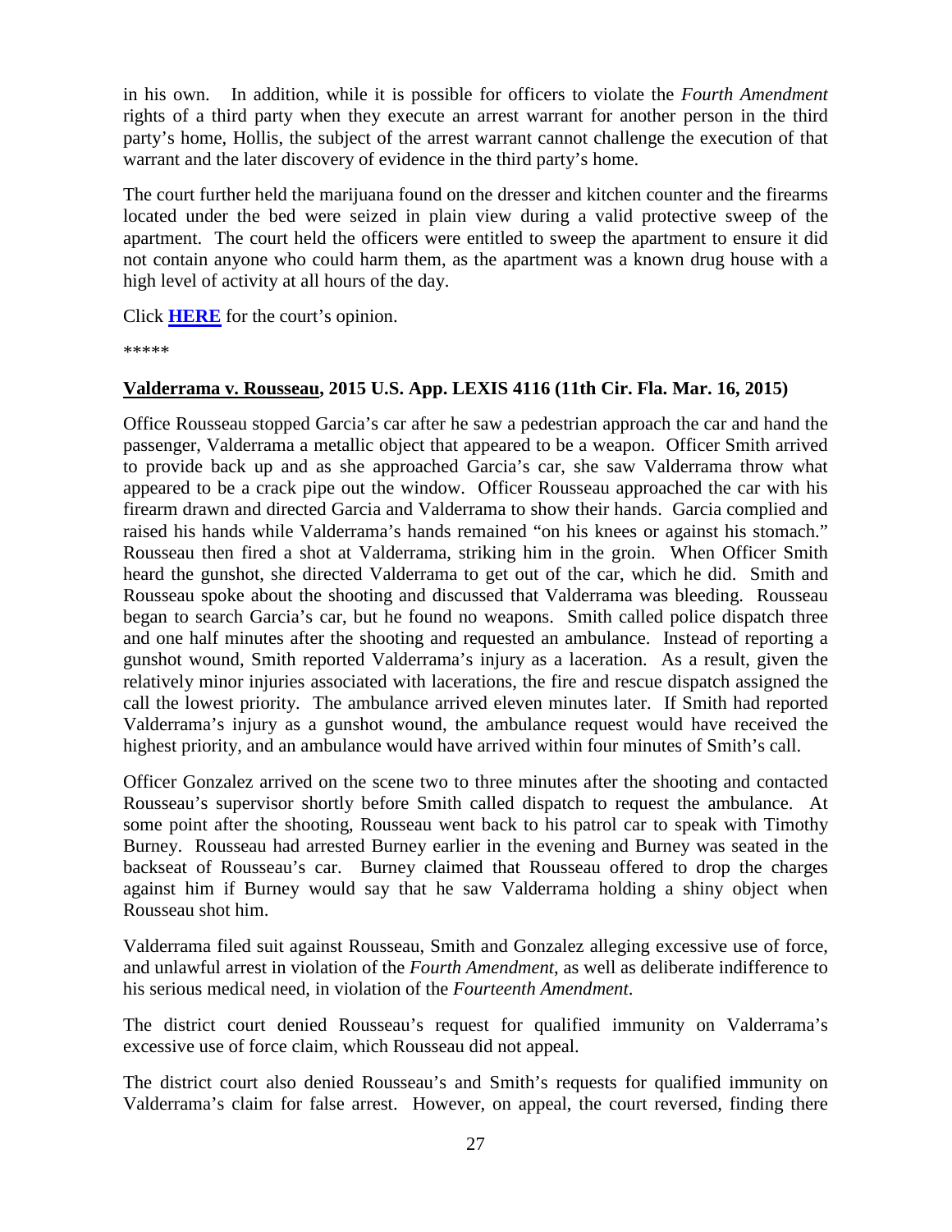in his own. In addition, while it is possible for officers to violate the *Fourth Amendment* rights of a third party when they execute an arrest warrant for another person in the third party's home, Hollis, the subject of the arrest warrant cannot challenge the execution of that warrant and the later discovery of evidence in the third party's home.

The court further held the marijuana found on the dresser and kitchen counter and the firearms located under the bed were seized in plain view during a valid protective sweep of the apartment. The court held the officers were entitled to sweep the apartment to ensure it did not contain anyone who could harm them, as the apartment was a known drug house with a high level of activity at all hours of the day.

Click **HERE** for the court's opinion.

*****

**Valderrama v. Rousseau, 2015 U.S. App. LEXIS 4116 (11th Cir. Fla. Mar. 16, 2015)**

Office Rousseau stopped Garcia's car after he saw a pedestrian approach the car and hand the passenger, Valderrama a metallic object that appeared to be a weapon. Officer Smith arrived to provide back up and as she approached Garcia's car, she saw Valderrama throw what appeared to be a crack pipe out the window. Officer Rousseau approached the car with his firearm drawn and directed Garcia and Valderrama to show their hands. Garcia complied and raised his hands while Valderrama's hands remained "on his knees or against his stomach." Rousseau then fired a shot at Valderrama, striking him in the groin. When Officer Smith heard the gunshot, she directed Valderrama to get out of the car, which he did. Smith and Rousseau spoke about the shooting and discussed that Valderrama was bleeding. Rousseau began to search Garcia's car, but he found no weapons. Smith called police dispatch three and one half minutes after the shooting and requested an ambulance. Instead of reporting a gunshot wound, Smith reported Valderrama's injury as a laceration. As a result, given the relatively minor injuries associated with lacerations, the fire and rescue dispatch assigned the call the lowest priority. The ambulance arrived eleven minutes later. If Smith had reported Valderrama's injury as a gunshot wound, the ambulance request would have received the highest priority, and an ambulance would have arrived within four minutes of Smith's call.

Officer Gonzalez arrived on the scene two to three minutes after the shooting and contacted Rousseau's supervisor shortly before Smith called dispatch to request the ambulance. At some point after the shooting, Rousseau went back to his patrol car to speak with Timothy Burney. Rousseau had arrested Burney earlier in the evening and Burney was seated in the backseat of Rousseau's car. Burney claimed that Rousseau offered to drop the charges against him if Burney would say that he saw Valderrama holding a shiny object when Rousseau shot him.

Valderrama filed suit against Rousseau, Smith and Gonzalez alleging excessive use of force, and unlawful arrest in violation of the *Fourth Amendment*, as well as deliberate indifference to his serious medical need, in violation of the *Fourteenth Amendment*.

The district court denied Rousseau's request for qualified immunity on Valderrama's excessive use of force claim, which Rousseau did not appeal.

The district court also denied Rousseau's and Smith's requests for qualified immunity on Valderrama's claim for false arrest. However, on appeal, the court reversed, finding there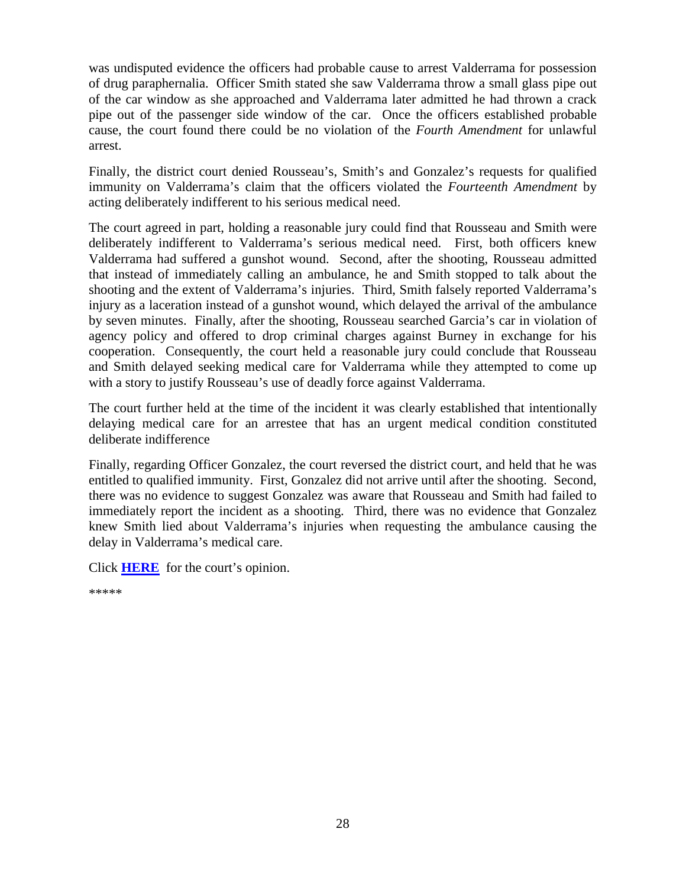was undisputed evidence the officers had probable cause to arrest Valderrama for possession of drug paraphernalia. Officer Smith stated she saw Valderrama throw a small glass pipe out of the car window as she approached and Valderrama later admitted he had thrown a crack pipe out of the passenger side window of the car. Once the officers established probable cause, the court found there could be no violation of the *Fourth Amendment* for unlawful arrest.

Finally, the district court denied Rousseau's, Smith's and Gonzalez's requests for qualified immunity on Valderrama's claim that the officers violated the *Fourteenth Amendment* by acting deliberately indifferent to his serious medical need.

The court agreed in part, holding a reasonable jury could find that Rousseau and Smith were deliberately indifferent to Valderrama's serious medical need. First, both officers knew Valderrama had suffered a gunshot wound. Second, after the shooting, Rousseau admitted that instead of immediately calling an ambulance, he and Smith stopped to talk about the shooting and the extent of Valderrama's injuries. Third, Smith falsely reported Valderrama's injury as a laceration instead of a gunshot wound, which delayed the arrival of the ambulance by seven minutes. Finally, after the shooting, Rousseau searched Garcia's car in violation of agency policy and offered to drop criminal charges against Burney in exchange for his cooperation. Consequently, the court held a reasonable jury could conclude that Rousseau and Smith delayed seeking medical care for Valderrama while they attempted to come up with a story to justify Rousseau's use of deadly force against Valderrama.

The court further held at the time of the incident it was clearly established that intentionally delaying medical care for an arrestee that has an urgent medical condition constituted deliberate indifference

Finally, regarding Officer Gonzalez, the court reversed the district court, and held that he was entitled to qualified immunity. First, Gonzalez did not arrive until after the shooting. Second, there was no evidence to suggest Gonzalez was aware that Rousseau and Smith had failed to immediately report the incident as a shooting. Third, there was no evidence that Gonzalez knew Smith lied about Valderrama's injuries when requesting the ambulance causing the delay in Valderrama's medical care.

Click **HERE** for the court's opinion.

*****